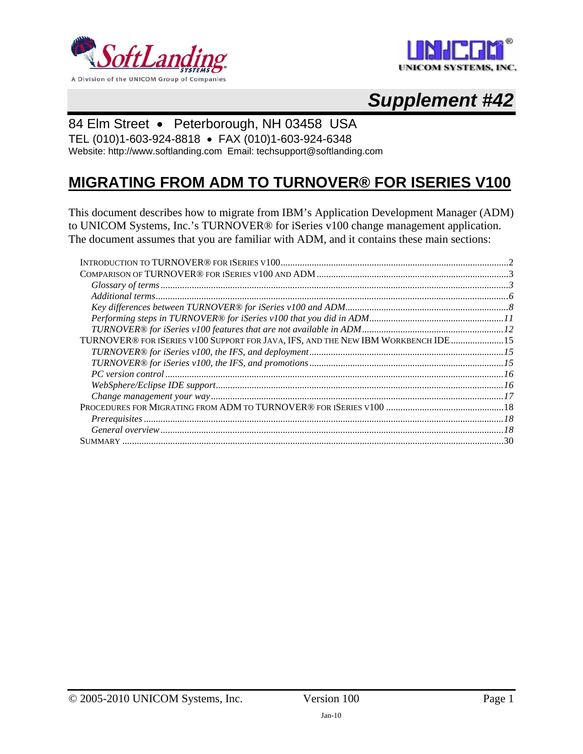*Supplement #42*

84 Elm Street • Peterborough, NH 03458 USA

TEL (010)1-603-924-8818 • FAX (010)1-603-924-6348

Website: http://www.softlanding.com Email: techsupport@softlanding.com

# MIGRATING FROM ADM TO TURNOVER® FOR ISERIES V100

This document describes how to migrate from IBM's Application Development Manager (ADM) to UNICOM Systems, Inc.'s TURNOVER® for iSeries v100 change management application. The document assumes that you are familiar with ADM, and it contains these main sections:

- INTRODUCTION TO TURNOVER® FOR ISERIES V100 .......... 2
- COMPARISON OF TURNOVER® FOR ISERIES V100 AND ADM .......... 3
  - *Glossary of terms* .......... 3
  - *Additional terms* .......... 6
  - *Key differences between TURNOVER® for iSeries v100 and ADM* .......... 8
  - *Performing steps in TURNOVER® for iSeries v100 that you did in ADM* .......... 11
  - *TURNOVER® for iSeries v100 features that are not available in ADM* .......... 12
- TURNOVER® FOR ISERIES V100 SUPPORT FOR JAVA, IFS, AND THE NEW IBM WORKBENCH IDE .......... 15
  - *TURNOVER® for iSeries v100, the IFS, and deployment* .......... 15
  - *TURNOVER® for iSeries v100, the IFS, and promotions* .......... 15
  - *PC version control* .......... 16
  - *WebSphere/Eclipse IDE support* .......... 16
  - *Change management your way* .......... 17
- PROCEDURES FOR MIGRATING FROM ADM TO TURNOVER® FOR ISERIES V100 .......... 18
  - *Prerequisites* .......... 18
  - *General overview* .......... 18
- SUMMARY .......... 30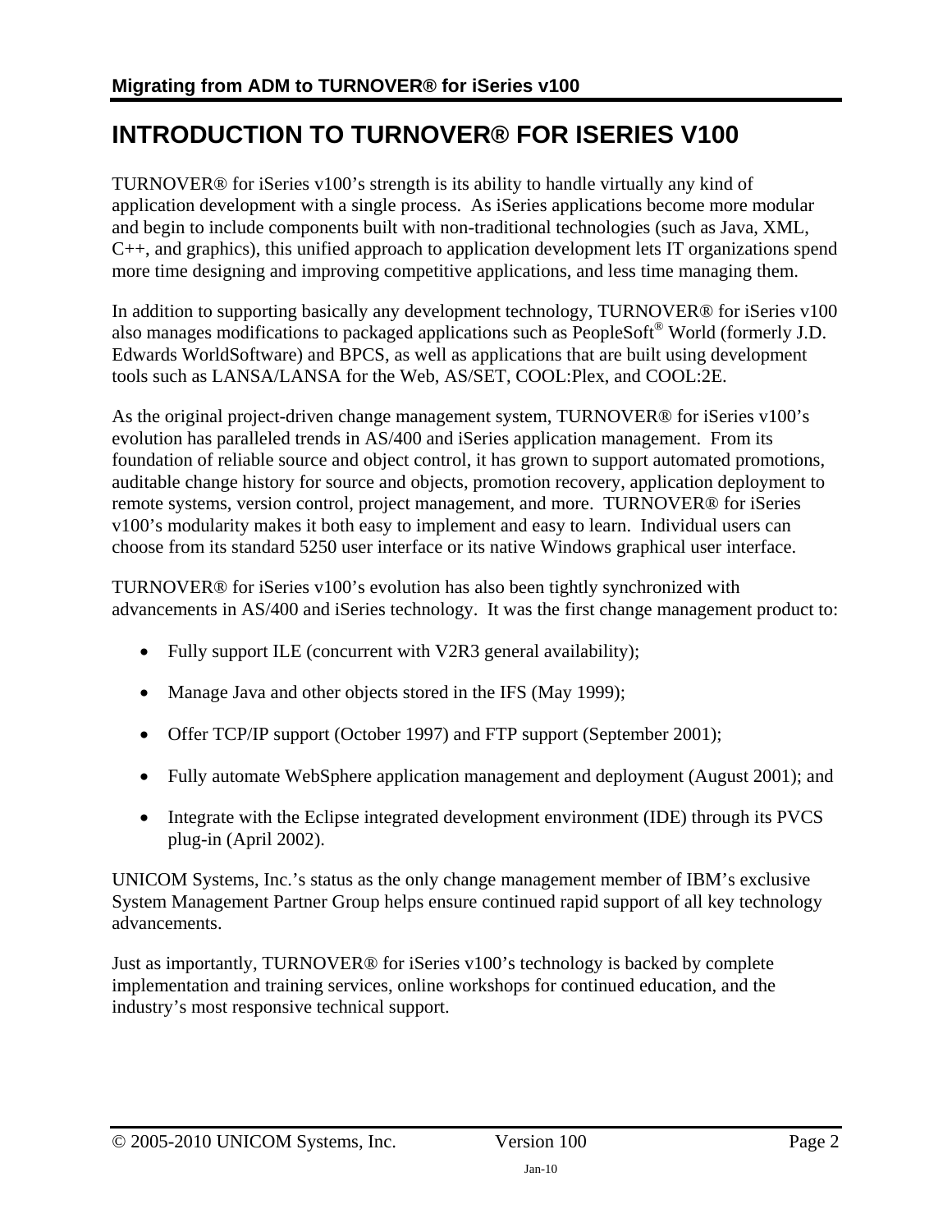# INTRODUCTION TO TURNOVER® FOR ISERIES V100

TURNOVER® for iSeries v100's strength is its ability to handle virtually any kind of application development with a single process. As iSeries applications become more modular and begin to include components built with non-traditional technologies (such as Java, XML, C++, and graphics), this unified approach to application development lets IT organizations spend more time designing and improving competitive applications, and less time managing them.

In addition to supporting basically any development technology, TURNOVER® for iSeries v100 also manages modifications to packaged applications such as PeopleSoft® World (formerly J.D. Edwards WorldSoftware) and BPCS, as well as applications that are built using development tools such as LANSA/LANSA for the Web, AS/SET, COOL:Plex, and COOL:2E.

As the original project-driven change management system, TURNOVER® for iSeries v100's evolution has paralleled trends in AS/400 and iSeries application management. From its foundation of reliable source and object control, it has grown to support automated promotions, auditable change history for source and objects, promotion recovery, application deployment to remote systems, version control, project management, and more. TURNOVER® for iSeries v100's modularity makes it both easy to implement and easy to learn. Individual users can choose from its standard 5250 user interface or its native Windows graphical user interface.

TURNOVER® for iSeries v100's evolution has also been tightly synchronized with advancements in AS/400 and iSeries technology. It was the first change management product to:

- Fully support ILE (concurrent with V2R3 general availability);
- Manage Java and other objects stored in the IFS (May 1999);
- Offer TCP/IP support (October 1997) and FTP support (September 2001);
- Fully automate WebSphere application management and deployment (August 2001); and
- Integrate with the Eclipse integrated development environment (IDE) through its PVCS plug-in (April 2002).

UNICOM Systems, Inc.'s status as the only change management member of IBM's exclusive System Management Partner Group helps ensure continued rapid support of all key technology advancements.

Just as importantly, TURNOVER® for iSeries v100's technology is backed by complete implementation and training services, online workshops for continued education, and the industry's most responsive technical support.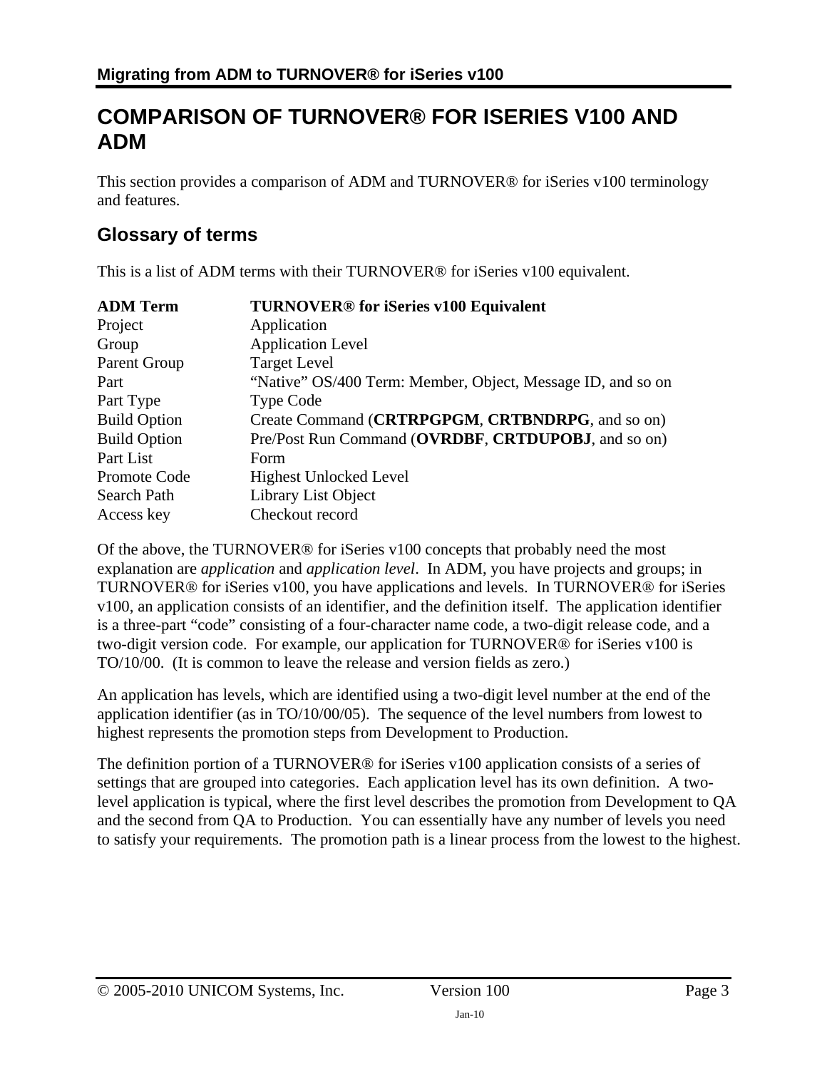# COMPARISON OF TURNOVER® FOR ISERIES V100 AND ADM

This section provides a comparison of ADM and TURNOVER® for iSeries v100 terminology and features.

## Glossary of terms

This is a list of ADM terms with their TURNOVER® for iSeries v100 equivalent.

| ADM Term | TURNOVER® for iSeries v100 Equivalent |
|---|---|
| Project | Application |
| Group | Application Level |
| Parent Group | Target Level |
| Part | "Native" OS/400 Term: Member, Object, Message ID, and so on |
| Part Type | Type Code |
| Build Option | Create Command (**CRTRPGPGM**, **CRTBNDRPG**, and so on) |
| Build Option | Pre/Post Run Command (**OVRDBF**, **CRTDUPOBJ**, and so on) |
| Part List | Form |
| Promote Code | Highest Unlocked Level |
| Search Path | Library List Object |
| Access key | Checkout record |

Of the above, the TURNOVER® for iSeries v100 concepts that probably need the most explanation are *application* and *application level*. In ADM, you have projects and groups; in TURNOVER® for iSeries v100, you have applications and levels. In TURNOVER® for iSeries v100, an application consists of an identifier, and the definition itself. The application identifier is a three-part "code" consisting of a four-character name code, a two-digit release code, and a two-digit version code. For example, our application for TURNOVER® for iSeries v100 is TO/10/00. (It is common to leave the release and version fields as zero.)

An application has levels, which are identified using a two-digit level number at the end of the application identifier (as in TO/10/00/05). The sequence of the level numbers from lowest to highest represents the promotion steps from Development to Production.

The definition portion of a TURNOVER® for iSeries v100 application consists of a series of settings that are grouped into categories. Each application level has its own definition. A two-level application is typical, where the first level describes the promotion from Development to QA and the second from QA to Production. You can essentially have any number of levels you need to satisfy your requirements. The promotion path is a linear process from the lowest to the highest.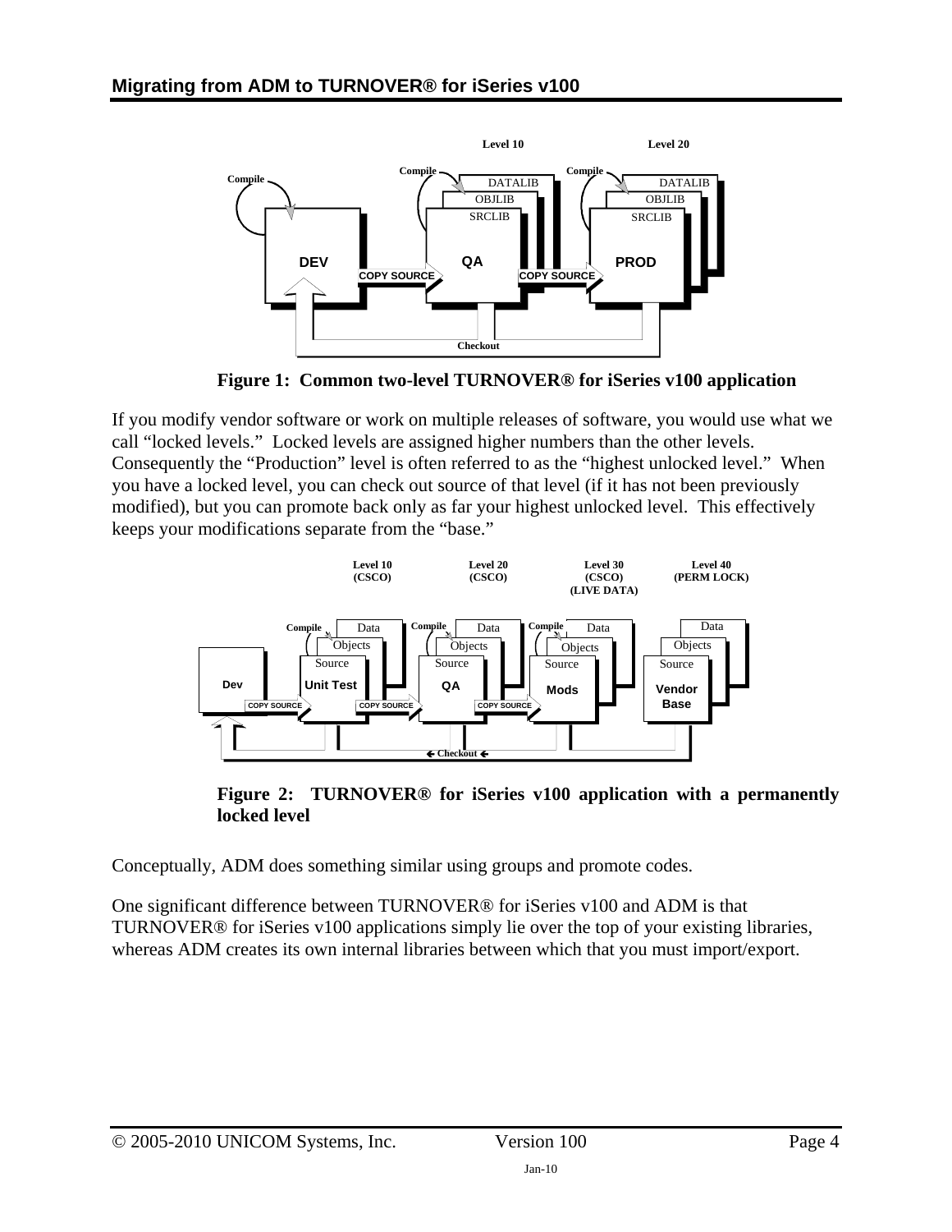**Figure 1: Common two-level TURNOVER® for iSeries v100 application**

If you modify vendor software or work on multiple releases of software, you would use what we call "locked levels." Locked levels are assigned higher numbers than the other levels. Consequently the "Production" level is often referred to as the "highest unlocked level." When you have a locked level, you can check out source of that level (if it has not been previously modified), but you can promote back only as far your highest unlocked level. This effectively keeps your modifications separate from the "base."

**Figure 2: TURNOVER® for iSeries v100 application with a permanently locked level**

Conceptually, ADM does something similar using groups and promote codes.

One significant difference between TURNOVER® for iSeries v100 and ADM is that TURNOVER® for iSeries v100 applications simply lie over the top of your existing libraries, whereas ADM creates its own internal libraries between which that you must import/export.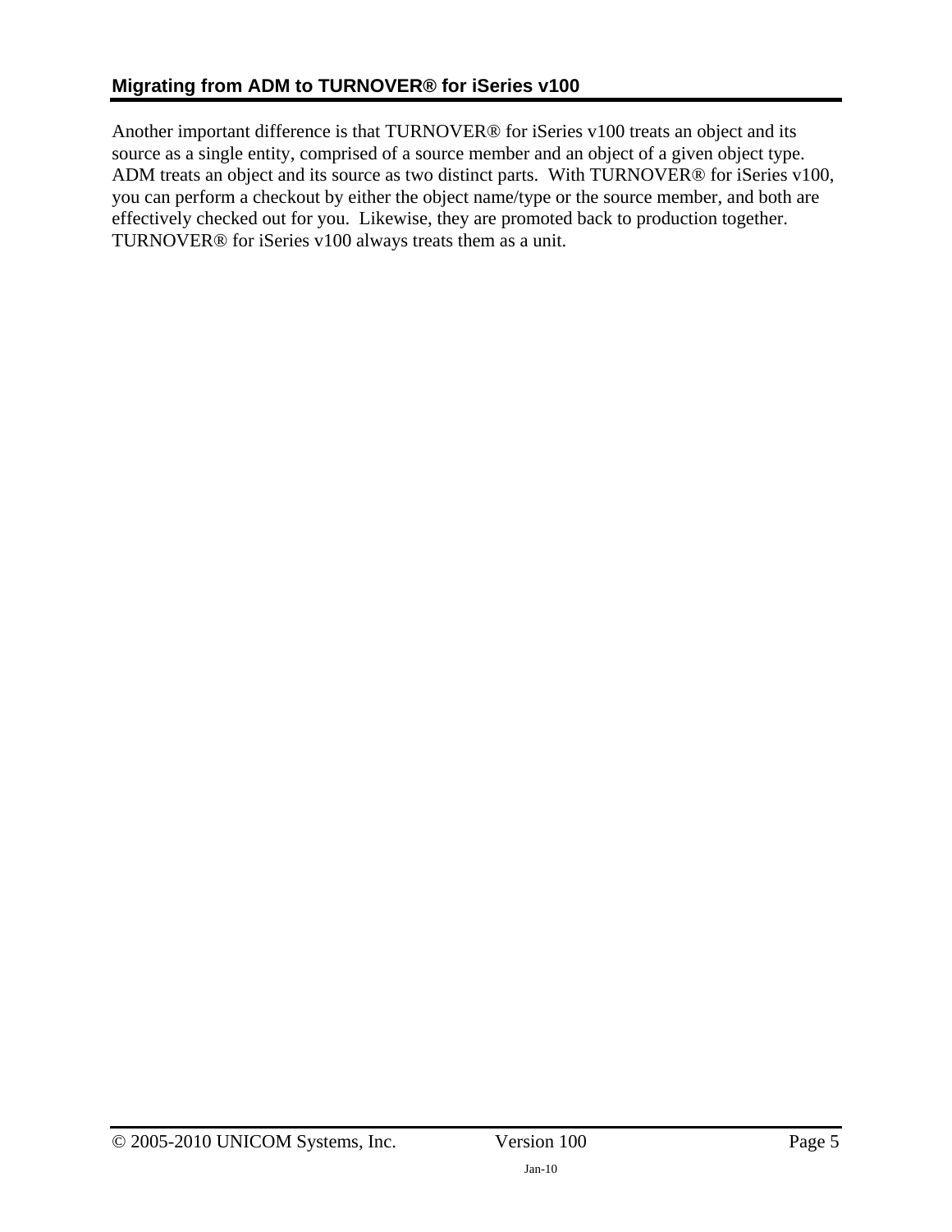Another important difference is that TURNOVER® for iSeries v100 treats an object and its source as a single entity, comprised of a source member and an object of a given object type. ADM treats an object and its source as two distinct parts. With TURNOVER® for iSeries v100, you can perform a checkout by either the object name/type or the source member, and both are effectively checked out for you. Likewise, they are promoted back to production together. TURNOVER® for iSeries v100 always treats them as a unit.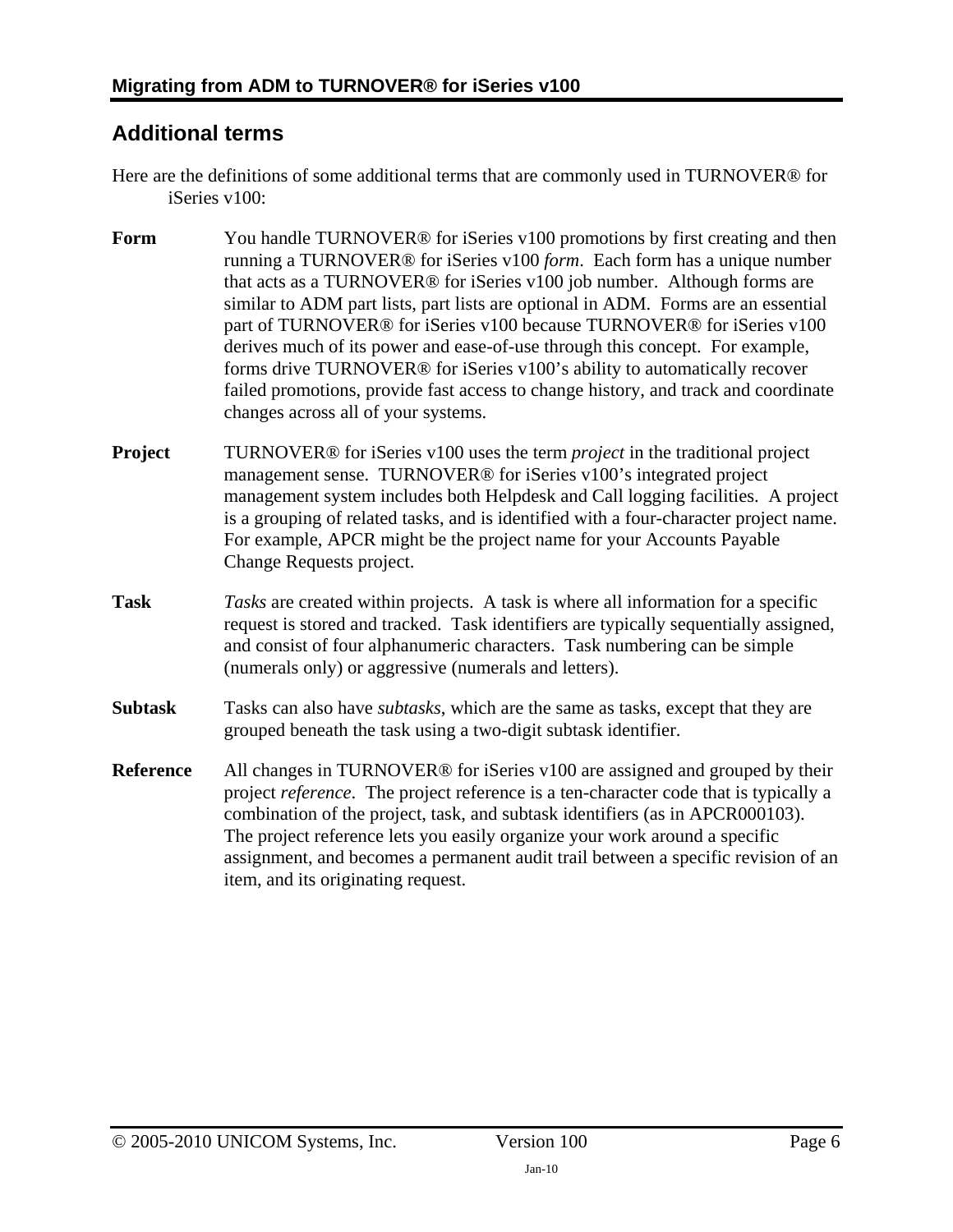## Additional terms

Here are the definitions of some additional terms that are commonly used in TURNOVER® for iSeries v100:

**Form** You handle TURNOVER® for iSeries v100 promotions by first creating and then running a TURNOVER® for iSeries v100 *form*. Each form has a unique number that acts as a TURNOVER® for iSeries v100 job number. Although forms are similar to ADM part lists, part lists are optional in ADM. Forms are an essential part of TURNOVER® for iSeries v100 because TURNOVER® for iSeries v100 derives much of its power and ease-of-use through this concept. For example, forms drive TURNOVER® for iSeries v100's ability to automatically recover failed promotions, provide fast access to change history, and track and coordinate changes across all of your systems.

**Project** TURNOVER® for iSeries v100 uses the term *project* in the traditional project management sense. TURNOVER® for iSeries v100's integrated project management system includes both Helpdesk and Call logging facilities. A project is a grouping of related tasks, and is identified with a four-character project name. For example, APCR might be the project name for your Accounts Payable Change Requests project.

**Task** *Tasks* are created within projects. A task is where all information for a specific request is stored and tracked. Task identifiers are typically sequentially assigned, and consist of four alphanumeric characters. Task numbering can be simple (numerals only) or aggressive (numerals and letters).

**Subtask** Tasks can also have *subtasks*, which are the same as tasks, except that they are grouped beneath the task using a two-digit subtask identifier.

**Reference** All changes in TURNOVER® for iSeries v100 are assigned and grouped by their project *reference*. The project reference is a ten-character code that is typically a combination of the project, task, and subtask identifiers (as in APCR000103). The project reference lets you easily organize your work around a specific assignment, and becomes a permanent audit trail between a specific revision of an item, and its originating request.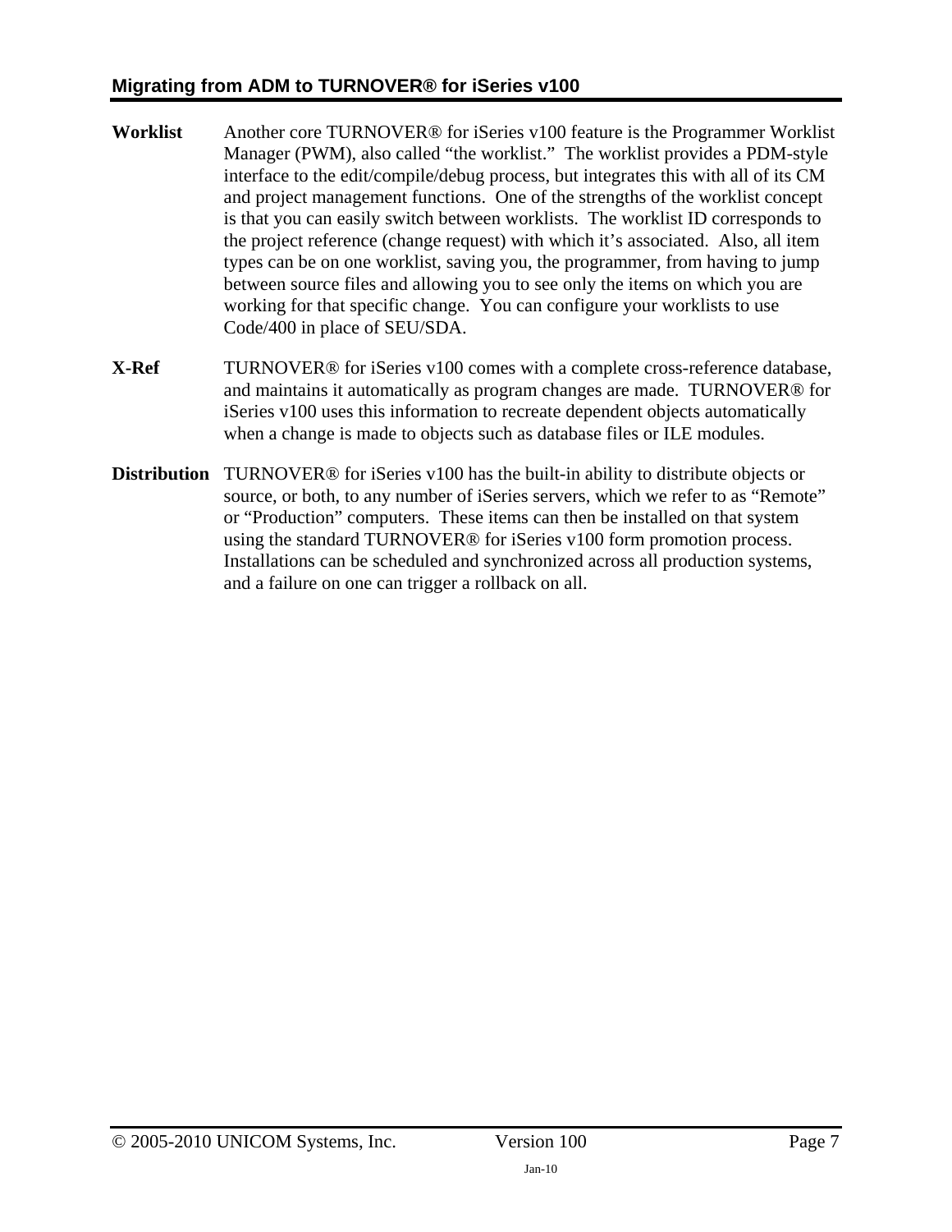**Worklist** Another core TURNOVER® for iSeries v100 feature is the Programmer Worklist Manager (PWM), also called "the worklist." The worklist provides a PDM-style interface to the edit/compile/debug process, but integrates this with all of its CM and project management functions. One of the strengths of the worklist concept is that you can easily switch between worklists. The worklist ID corresponds to the project reference (change request) with which it's associated. Also, all item types can be on one worklist, saving you, the programmer, from having to jump between source files and allowing you to see only the items on which you are working for that specific change. You can configure your worklists to use Code/400 in place of SEU/SDA.

**X-Ref** TURNOVER® for iSeries v100 comes with a complete cross-reference database, and maintains it automatically as program changes are made. TURNOVER® for iSeries v100 uses this information to recreate dependent objects automatically when a change is made to objects such as database files or ILE modules.

**Distribution** TURNOVER® for iSeries v100 has the built-in ability to distribute objects or source, or both, to any number of iSeries servers, which we refer to as "Remote" or "Production" computers. These items can then be installed on that system using the standard TURNOVER® for iSeries v100 form promotion process. Installations can be scheduled and synchronized across all production systems, and a failure on one can trigger a rollback on all.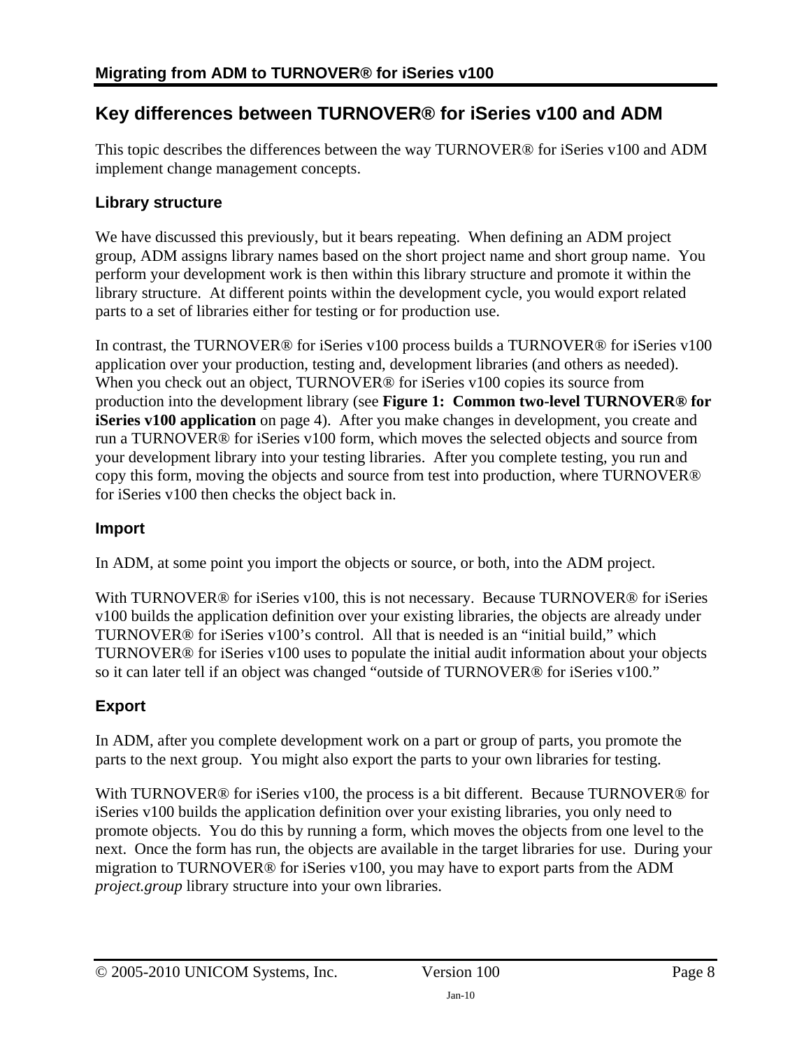## Key differences between TURNOVER® for iSeries v100 and ADM

This topic describes the differences between the way TURNOVER® for iSeries v100 and ADM implement change management concepts.

### Library structure

We have discussed this previously, but it bears repeating. When defining an ADM project group, ADM assigns library names based on the short project name and short group name. You perform your development work is then within this library structure and promote it within the library structure. At different points within the development cycle, you would export related parts to a set of libraries either for testing or for production use.

In contrast, the TURNOVER® for iSeries v100 process builds a TURNOVER® for iSeries v100 application over your production, testing and, development libraries (and others as needed). When you check out an object, TURNOVER® for iSeries v100 copies its source from production into the development library (see **Figure 1: Common two-level TURNOVER® for iSeries v100 application** on page 4). After you make changes in development, you create and run a TURNOVER® for iSeries v100 form, which moves the selected objects and source from your development library into your testing libraries. After you complete testing, you run and copy this form, moving the objects and source from test into production, where TURNOVER® for iSeries v100 then checks the object back in.

### Import

In ADM, at some point you import the objects or source, or both, into the ADM project.

With TURNOVER® for iSeries v100, this is not necessary. Because TURNOVER® for iSeries v100 builds the application definition over your existing libraries, the objects are already under TURNOVER® for iSeries v100's control. All that is needed is an "initial build," which TURNOVER® for iSeries v100 uses to populate the initial audit information about your objects so it can later tell if an object was changed "outside of TURNOVER® for iSeries v100."

### Export

In ADM, after you complete development work on a part or group of parts, you promote the parts to the next group. You might also export the parts to your own libraries for testing.

With TURNOVER® for iSeries v100, the process is a bit different. Because TURNOVER® for iSeries v100 builds the application definition over your existing libraries, you only need to promote objects. You do this by running a form, which moves the objects from one level to the next. Once the form has run, the objects are available in the target libraries for use. During your migration to TURNOVER® for iSeries v100, you may have to export parts from the ADM *project.group* library structure into your own libraries.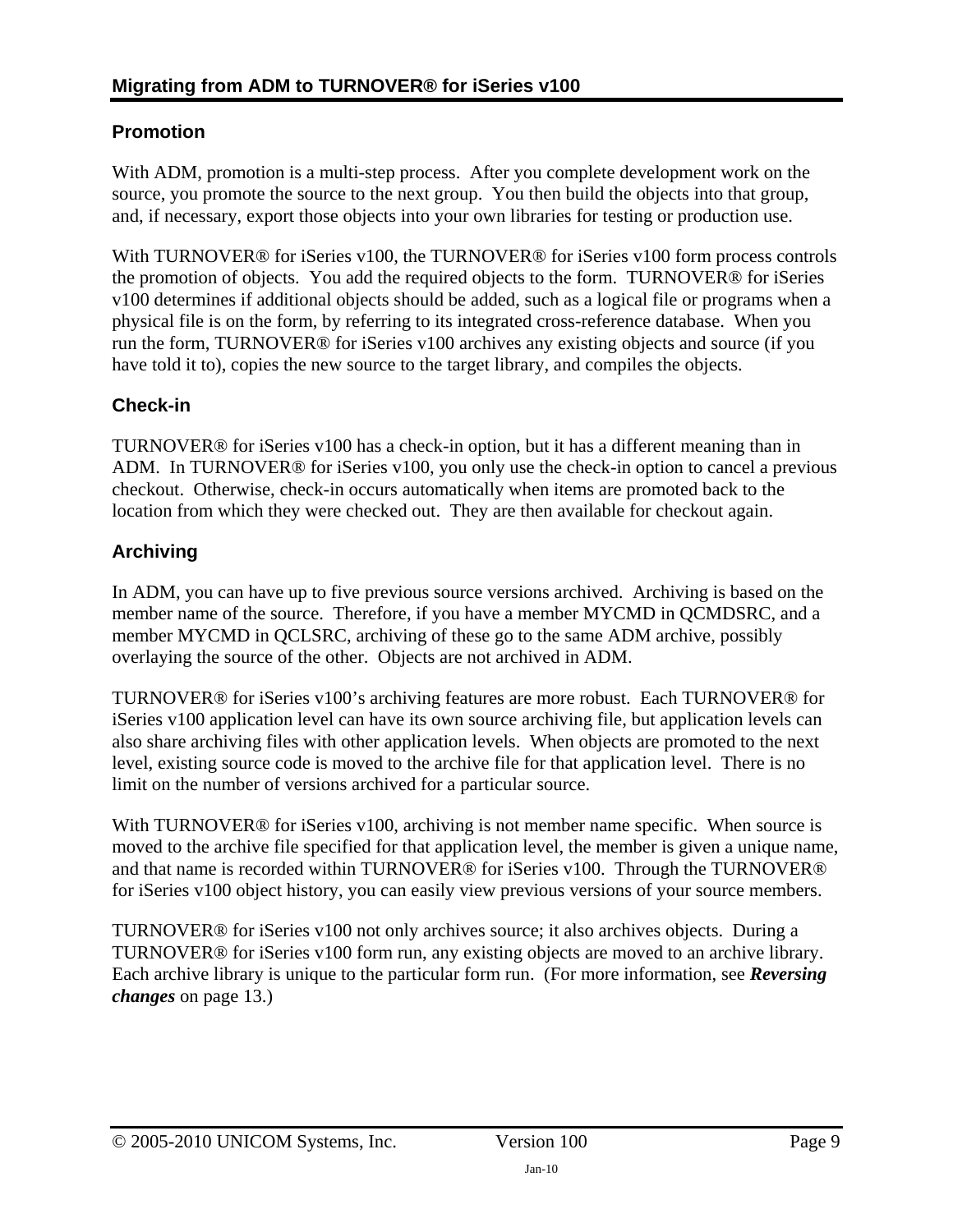## Promotion

With ADM, promotion is a multi-step process. After you complete development work on the source, you promote the source to the next group. You then build the objects into that group, and, if necessary, export those objects into your own libraries for testing or production use.

With TURNOVER® for iSeries v100, the TURNOVER® for iSeries v100 form process controls the promotion of objects. You add the required objects to the form. TURNOVER® for iSeries v100 determines if additional objects should be added, such as a logical file or programs when a physical file is on the form, by referring to its integrated cross-reference database. When you run the form, TURNOVER® for iSeries v100 archives any existing objects and source (if you have told it to), copies the new source to the target library, and compiles the objects.

## Check-in

TURNOVER® for iSeries v100 has a check-in option, but it has a different meaning than in ADM. In TURNOVER® for iSeries v100, you only use the check-in option to cancel a previous checkout. Otherwise, check-in occurs automatically when items are promoted back to the location from which they were checked out. They are then available for checkout again.

## Archiving

In ADM, you can have up to five previous source versions archived. Archiving is based on the member name of the source. Therefore, if you have a member MYCMD in QCMDSRC, and a member MYCMD in QCLSRC, archiving of these go to the same ADM archive, possibly overlaying the source of the other. Objects are not archived in ADM.

TURNOVER® for iSeries v100's archiving features are more robust. Each TURNOVER® for iSeries v100 application level can have its own source archiving file, but application levels can also share archiving files with other application levels. When objects are promoted to the next level, existing source code is moved to the archive file for that application level. There is no limit on the number of versions archived for a particular source.

With TURNOVER® for iSeries v100, archiving is not member name specific. When source is moved to the archive file specified for that application level, the member is given a unique name, and that name is recorded within TURNOVER® for iSeries v100. Through the TURNOVER® for iSeries v100 object history, you can easily view previous versions of your source members.

TURNOVER® for iSeries v100 not only archives source; it also archives objects. During a TURNOVER® for iSeries v100 form run, any existing objects are moved to an archive library. Each archive library is unique to the particular form run. (For more information, see ***Reversing changes*** on page 13.)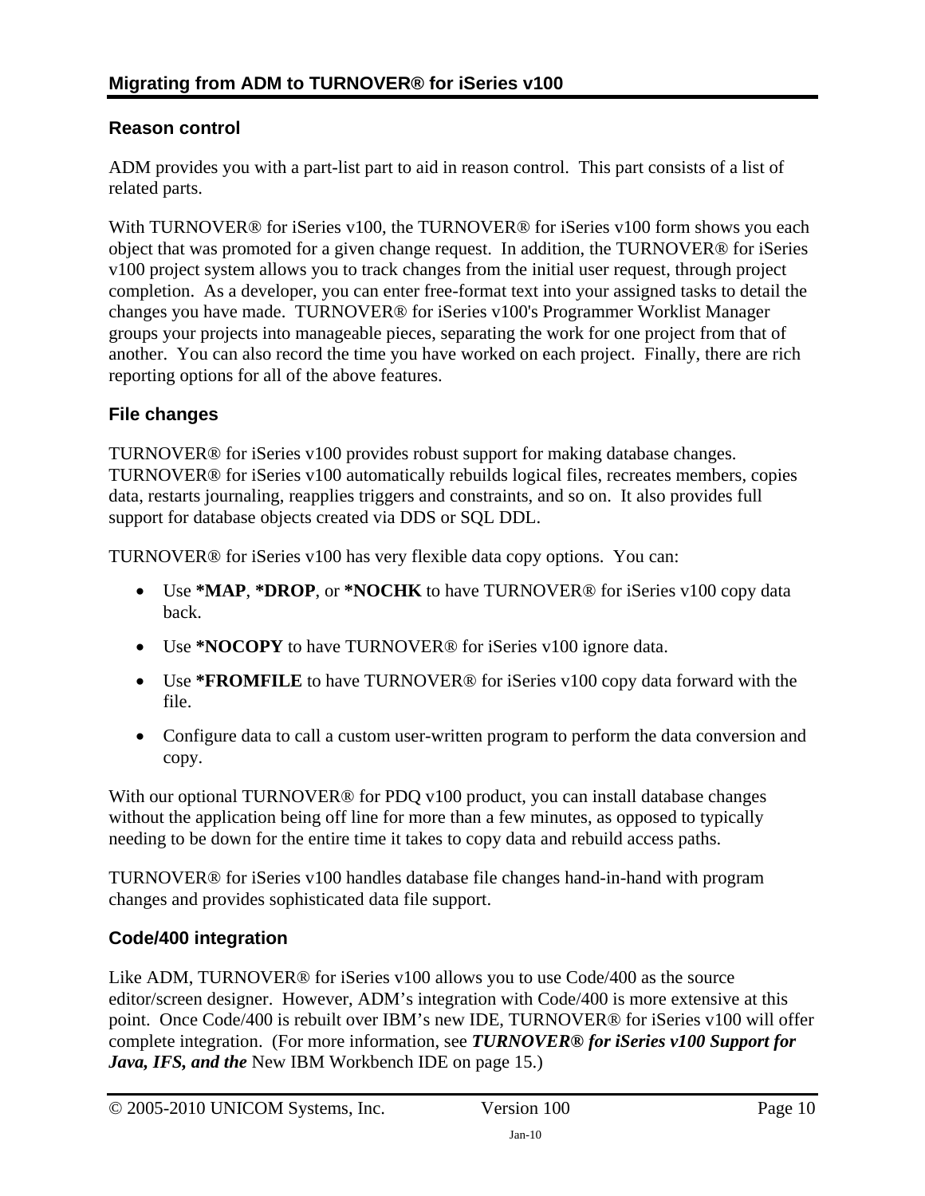## Reason control

ADM provides you with a part-list part to aid in reason control. This part consists of a list of related parts.

With TURNOVER® for iSeries v100, the TURNOVER® for iSeries v100 form shows you each object that was promoted for a given change request. In addition, the TURNOVER® for iSeries v100 project system allows you to track changes from the initial user request, through project completion. As a developer, you can enter free-format text into your assigned tasks to detail the changes you have made. TURNOVER® for iSeries v100's Programmer Worklist Manager groups your projects into manageable pieces, separating the work for one project from that of another. You can also record the time you have worked on each project. Finally, there are rich reporting options for all of the above features.

## File changes

TURNOVER® for iSeries v100 provides robust support for making database changes. TURNOVER® for iSeries v100 automatically rebuilds logical files, recreates members, copies data, restarts journaling, reapplies triggers and constraints, and so on. It also provides full support for database objects created via DDS or SQL DDL.

TURNOVER® for iSeries v100 has very flexible data copy options. You can:

- Use **\*MAP**, **\*DROP**, or **\*NOCHK** to have TURNOVER® for iSeries v100 copy data back.
- Use **\*NOCOPY** to have TURNOVER® for iSeries v100 ignore data.
- Use **\*FROMFILE** to have TURNOVER® for iSeries v100 copy data forward with the file.
- Configure data to call a custom user-written program to perform the data conversion and copy.

With our optional TURNOVER® for PDQ v100 product, you can install database changes without the application being off line for more than a few minutes, as opposed to typically needing to be down for the entire time it takes to copy data and rebuild access paths.

TURNOVER® for iSeries v100 handles database file changes hand-in-hand with program changes and provides sophisticated data file support.

## Code/400 integration

Like ADM, TURNOVER® for iSeries v100 allows you to use Code/400 as the source editor/screen designer. However, ADM's integration with Code/400 is more extensive at this point. Once Code/400 is rebuilt over IBM's new IDE, TURNOVER® for iSeries v100 will offer complete integration. (For more information, see ***TURNOVER® for iSeries v100 Support for Java, IFS, and the*** New IBM Workbench IDE on page 15.)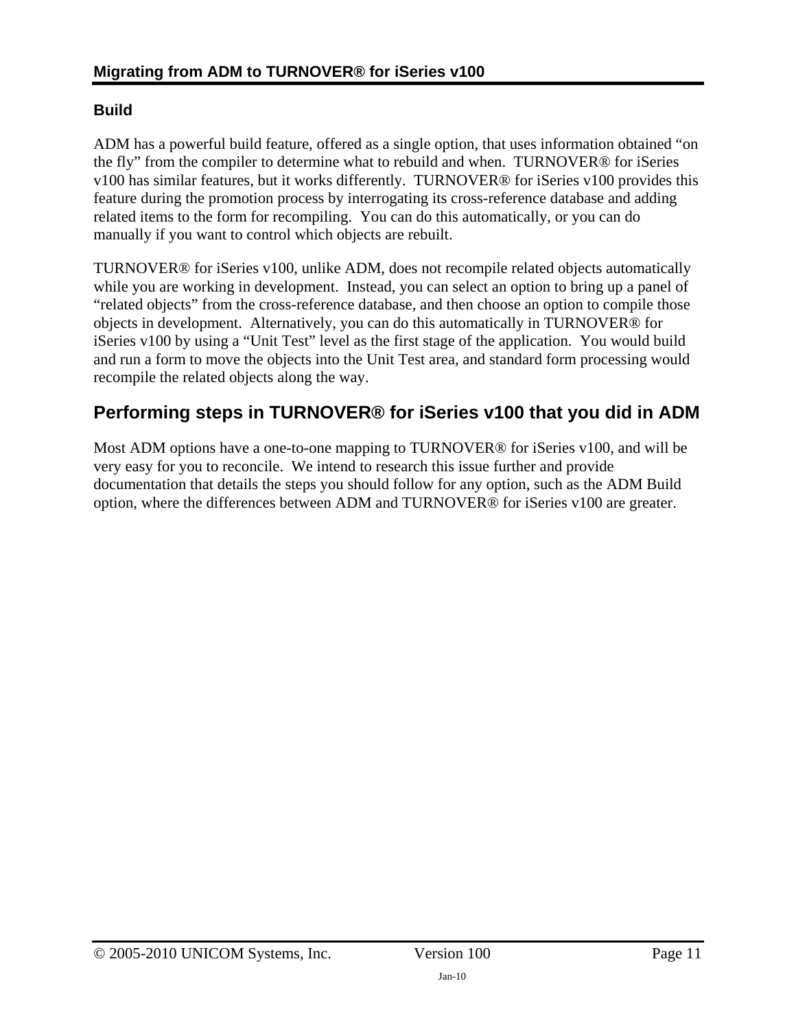### Build

ADM has a powerful build feature, offered as a single option, that uses information obtained "on the fly" from the compiler to determine what to rebuild and when. TURNOVER® for iSeries v100 has similar features, but it works differently. TURNOVER® for iSeries v100 provides this feature during the promotion process by interrogating its cross-reference database and adding related items to the form for recompiling. You can do this automatically, or you can do manually if you want to control which objects are rebuilt.

TURNOVER® for iSeries v100, unlike ADM, does not recompile related objects automatically while you are working in development. Instead, you can select an option to bring up a panel of "related objects" from the cross-reference database, and then choose an option to compile those objects in development. Alternatively, you can do this automatically in TURNOVER® for iSeries v100 by using a "Unit Test" level as the first stage of the application. You would build and run a form to move the objects into the Unit Test area, and standard form processing would recompile the related objects along the way.

## Performing steps in TURNOVER® for iSeries v100 that you did in ADM

Most ADM options have a one-to-one mapping to TURNOVER® for iSeries v100, and will be very easy for you to reconcile. We intend to research this issue further and provide documentation that details the steps you should follow for any option, such as the ADM Build option, where the differences between ADM and TURNOVER® for iSeries v100 are greater.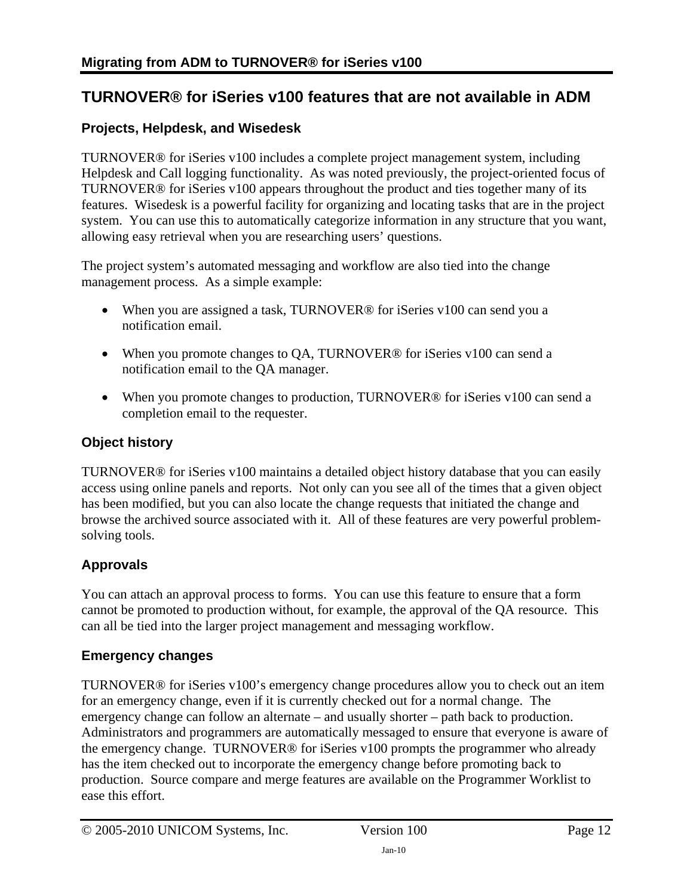## TURNOVER® for iSeries v100 features that are not available in ADM

### Projects, Helpdesk, and Wisedesk

TURNOVER® for iSeries v100 includes a complete project management system, including Helpdesk and Call logging functionality. As was noted previously, the project-oriented focus of TURNOVER® for iSeries v100 appears throughout the product and ties together many of its features. Wisedesk is a powerful facility for organizing and locating tasks that are in the project system. You can use this to automatically categorize information in any structure that you want, allowing easy retrieval when you are researching users' questions.

The project system's automated messaging and workflow are also tied into the change management process. As a simple example:

- When you are assigned a task, TURNOVER® for iSeries v100 can send you a notification email.
- When you promote changes to QA, TURNOVER® for iSeries v100 can send a notification email to the QA manager.
- When you promote changes to production, TURNOVER® for iSeries v100 can send a completion email to the requester.

### Object history

TURNOVER® for iSeries v100 maintains a detailed object history database that you can easily access using online panels and reports. Not only can you see all of the times that a given object has been modified, but you can also locate the change requests that initiated the change and browse the archived source associated with it. All of these features are very powerful problem-solving tools.

### Approvals

You can attach an approval process to forms. You can use this feature to ensure that a form cannot be promoted to production without, for example, the approval of the QA resource. This can all be tied into the larger project management and messaging workflow.

### Emergency changes

TURNOVER® for iSeries v100's emergency change procedures allow you to check out an item for an emergency change, even if it is currently checked out for a normal change. The emergency change can follow an alternate – and usually shorter – path back to production. Administrators and programmers are automatically messaged to ensure that everyone is aware of the emergency change. TURNOVER® for iSeries v100 prompts the programmer who already has the item checked out to incorporate the emergency change before promoting back to production. Source compare and merge features are available on the Programmer Worklist to ease this effort.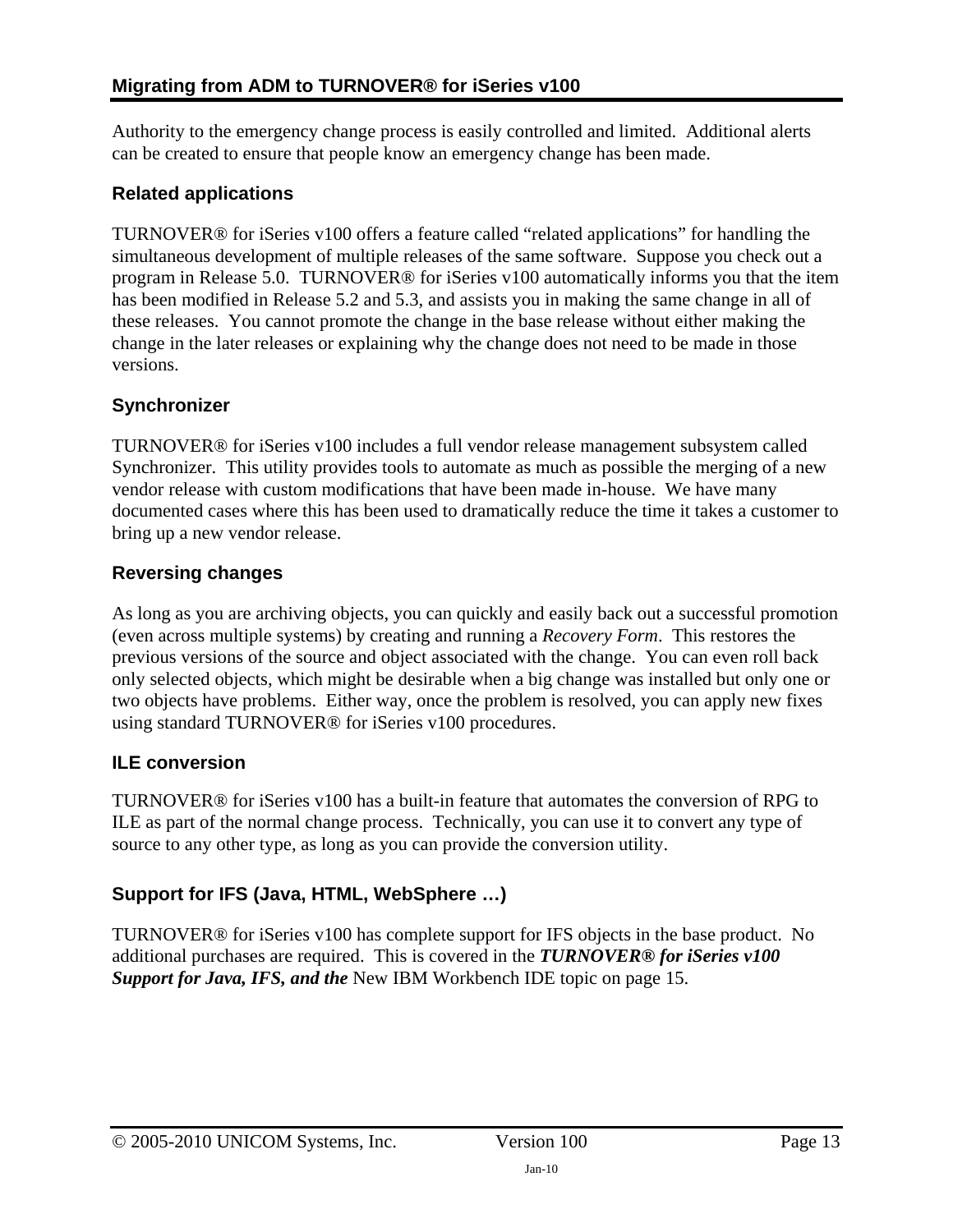Authority to the emergency change process is easily controlled and limited. Additional alerts can be created to ensure that people know an emergency change has been made.

### Related applications

TURNOVER® for iSeries v100 offers a feature called "related applications" for handling the simultaneous development of multiple releases of the same software. Suppose you check out a program in Release 5.0. TURNOVER® for iSeries v100 automatically informs you that the item has been modified in Release 5.2 and 5.3, and assists you in making the same change in all of these releases. You cannot promote the change in the base release without either making the change in the later releases or explaining why the change does not need to be made in those versions.

### Synchronizer

TURNOVER® for iSeries v100 includes a full vendor release management subsystem called Synchronizer. This utility provides tools to automate as much as possible the merging of a new vendor release with custom modifications that have been made in-house. We have many documented cases where this has been used to dramatically reduce the time it takes a customer to bring up a new vendor release.

### Reversing changes

As long as you are archiving objects, you can quickly and easily back out a successful promotion (even across multiple systems) by creating and running a *Recovery Form*. This restores the previous versions of the source and object associated with the change. You can even roll back only selected objects, which might be desirable when a big change was installed but only one or two objects have problems. Either way, once the problem is resolved, you can apply new fixes using standard TURNOVER® for iSeries v100 procedures.

### ILE conversion

TURNOVER® for iSeries v100 has a built-in feature that automates the conversion of RPG to ILE as part of the normal change process. Technically, you can use it to convert any type of source to any other type, as long as you can provide the conversion utility.

### Support for IFS (Java, HTML, WebSphere …)

TURNOVER® for iSeries v100 has complete support for IFS objects in the base product. No additional purchases are required. This is covered in the ***TURNOVER® for iSeries v100 Support for Java, IFS, and the*** New IBM Workbench IDE topic on page 15.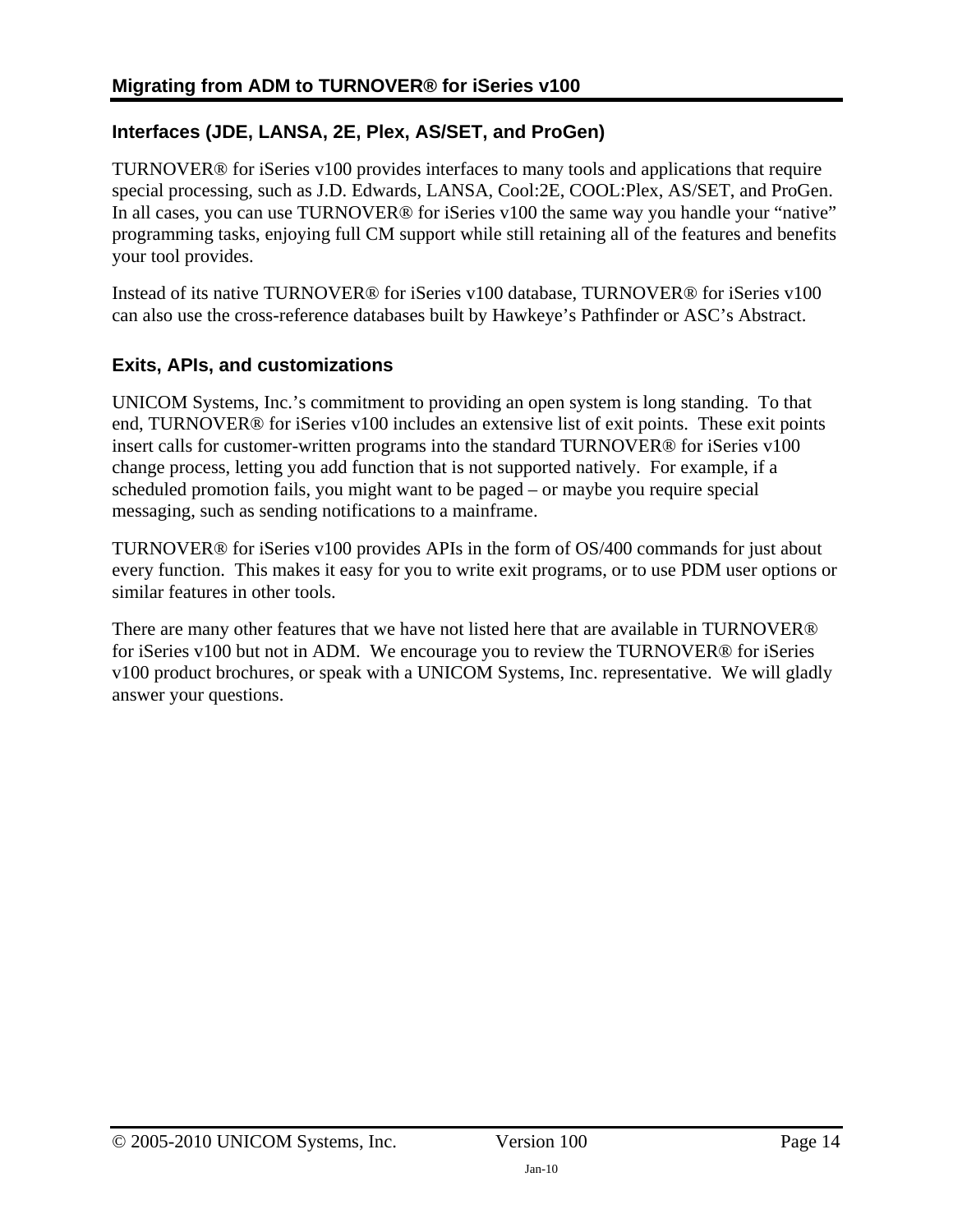## Interfaces (JDE, LANSA, 2E, Plex, AS/SET, and ProGen)

TURNOVER® for iSeries v100 provides interfaces to many tools and applications that require special processing, such as J.D. Edwards, LANSA, Cool:2E, COOL:Plex, AS/SET, and ProGen. In all cases, you can use TURNOVER® for iSeries v100 the same way you handle your "native" programming tasks, enjoying full CM support while still retaining all of the features and benefits your tool provides.

Instead of its native TURNOVER® for iSeries v100 database, TURNOVER® for iSeries v100 can also use the cross-reference databases built by Hawkeye's Pathfinder or ASC's Abstract.

## Exits, APIs, and customizations

UNICOM Systems, Inc.'s commitment to providing an open system is long standing. To that end, TURNOVER® for iSeries v100 includes an extensive list of exit points. These exit points insert calls for customer-written programs into the standard TURNOVER® for iSeries v100 change process, letting you add function that is not supported natively. For example, if a scheduled promotion fails, you might want to be paged – or maybe you require special messaging, such as sending notifications to a mainframe.

TURNOVER® for iSeries v100 provides APIs in the form of OS/400 commands for just about every function. This makes it easy for you to write exit programs, or to use PDM user options or similar features in other tools.

There are many other features that we have not listed here that are available in TURNOVER® for iSeries v100 but not in ADM. We encourage you to review the TURNOVER® for iSeries v100 product brochures, or speak with a UNICOM Systems, Inc. representative. We will gladly answer your questions.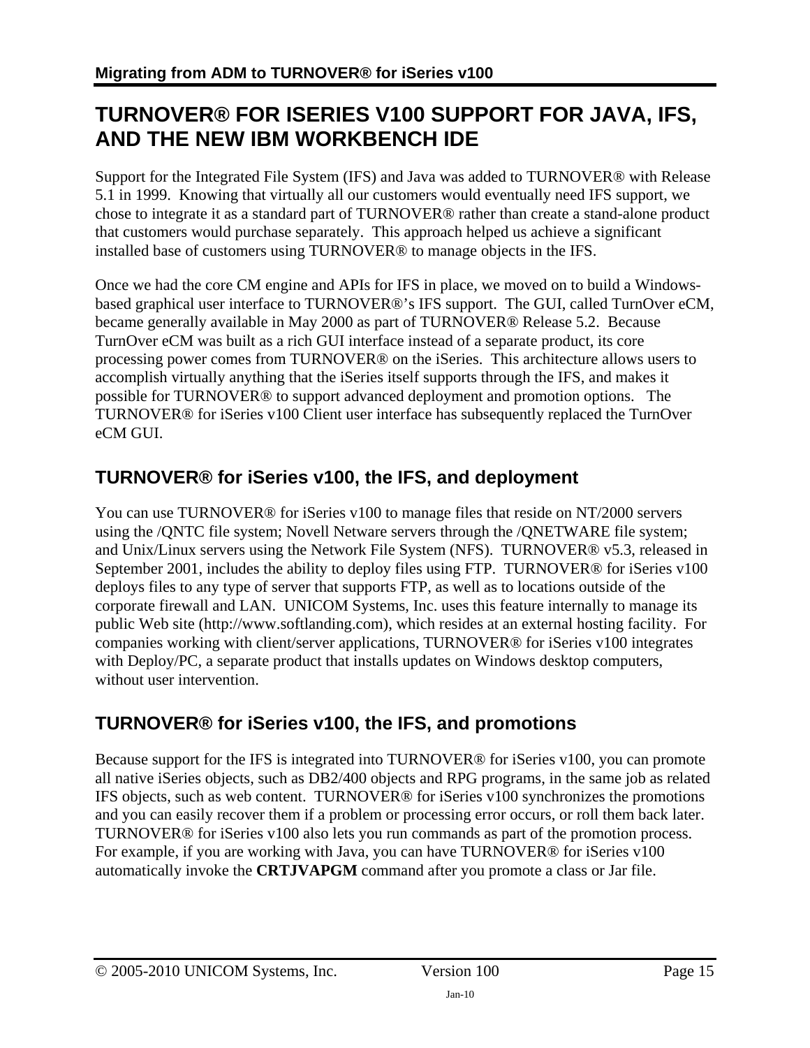# TURNOVER® FOR ISERIES V100 SUPPORT FOR JAVA, IFS, AND THE NEW IBM WORKBENCH IDE

Support for the Integrated File System (IFS) and Java was added to TURNOVER® with Release 5.1 in 1999. Knowing that virtually all our customers would eventually need IFS support, we chose to integrate it as a standard part of TURNOVER® rather than create a stand-alone product that customers would purchase separately. This approach helped us achieve a significant installed base of customers using TURNOVER® to manage objects in the IFS.

Once we had the core CM engine and APIs for IFS in place, we moved on to build a Windows-based graphical user interface to TURNOVER®'s IFS support. The GUI, called TurnOver eCM, became generally available in May 2000 as part of TURNOVER® Release 5.2. Because TurnOver eCM was built as a rich GUI interface instead of a separate product, its core processing power comes from TURNOVER® on the iSeries. This architecture allows users to accomplish virtually anything that the iSeries itself supports through the IFS, and makes it possible for TURNOVER® to support advanced deployment and promotion options. The TURNOVER® for iSeries v100 Client user interface has subsequently replaced the TurnOver eCM GUI.

## TURNOVER® for iSeries v100, the IFS, and deployment

You can use TURNOVER® for iSeries v100 to manage files that reside on NT/2000 servers using the /QNTC file system; Novell Netware servers through the /QNETWARE file system; and Unix/Linux servers using the Network File System (NFS). TURNOVER® v5.3, released in September 2001, includes the ability to deploy files using FTP. TURNOVER® for iSeries v100 deploys files to any type of server that supports FTP, as well as to locations outside of the corporate firewall and LAN. UNICOM Systems, Inc. uses this feature internally to manage its public Web site (http://www.softlanding.com), which resides at an external hosting facility. For companies working with client/server applications, TURNOVER® for iSeries v100 integrates with Deploy/PC, a separate product that installs updates on Windows desktop computers, without user intervention.

## TURNOVER® for iSeries v100, the IFS, and promotions

Because support for the IFS is integrated into TURNOVER® for iSeries v100, you can promote all native iSeries objects, such as DB2/400 objects and RPG programs, in the same job as related IFS objects, such as web content. TURNOVER® for iSeries v100 synchronizes the promotions and you can easily recover them if a problem or processing error occurs, or roll them back later. TURNOVER® for iSeries v100 also lets you run commands as part of the promotion process. For example, if you are working with Java, you can have TURNOVER® for iSeries v100 automatically invoke the **CRTJVAPGM** command after you promote a class or Jar file.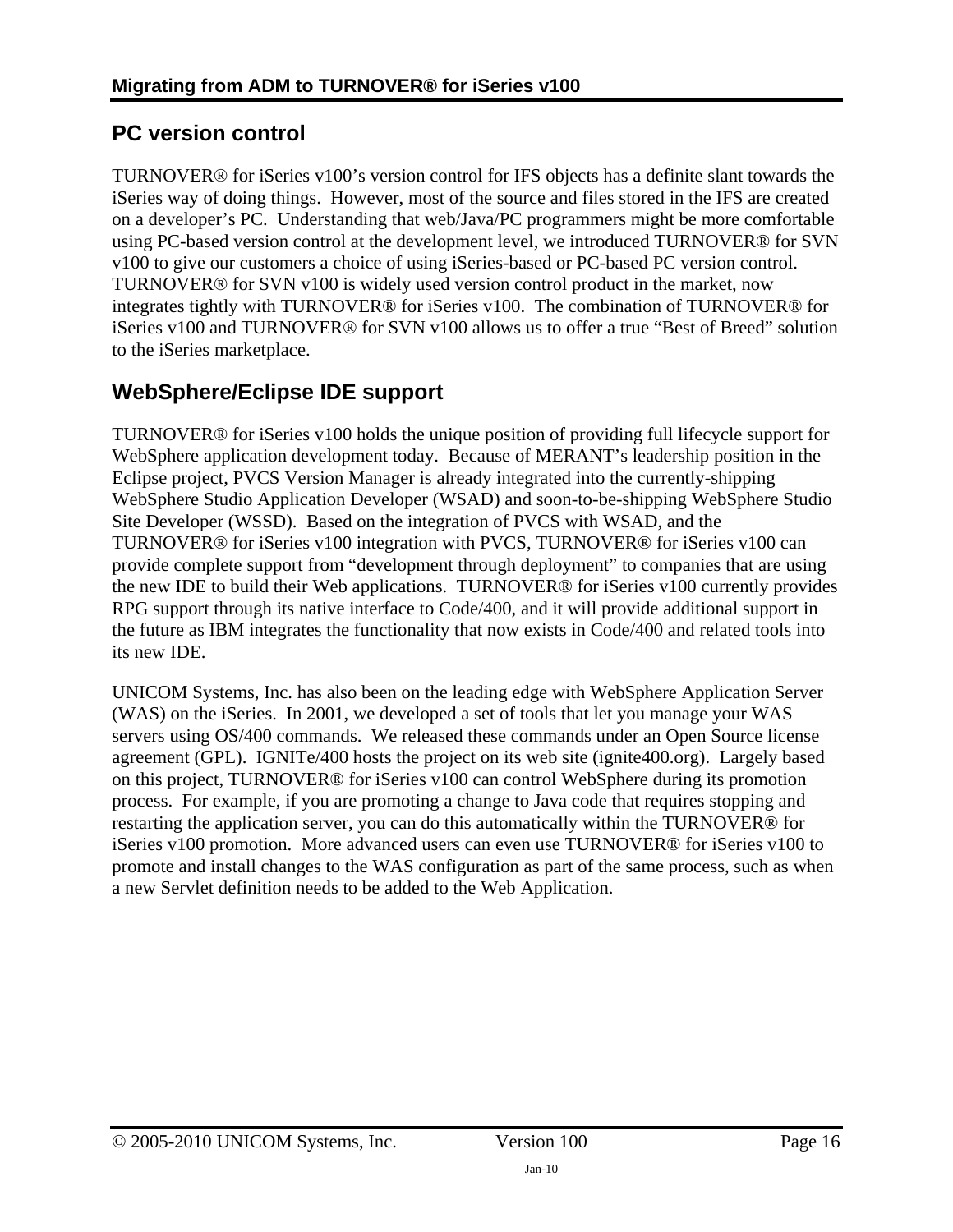## PC version control

TURNOVER® for iSeries v100's version control for IFS objects has a definite slant towards the iSeries way of doing things. However, most of the source and files stored in the IFS are created on a developer's PC. Understanding that web/Java/PC programmers might be more comfortable using PC-based version control at the development level, we introduced TURNOVER® for SVN v100 to give our customers a choice of using iSeries-based or PC-based PC version control. TURNOVER® for SVN v100 is widely used version control product in the market, now integrates tightly with TURNOVER® for iSeries v100. The combination of TURNOVER® for iSeries v100 and TURNOVER® for SVN v100 allows us to offer a true "Best of Breed" solution to the iSeries marketplace.

## WebSphere/Eclipse IDE support

TURNOVER® for iSeries v100 holds the unique position of providing full lifecycle support for WebSphere application development today. Because of MERANT's leadership position in the Eclipse project, PVCS Version Manager is already integrated into the currently-shipping WebSphere Studio Application Developer (WSAD) and soon-to-be-shipping WebSphere Studio Site Developer (WSSD). Based on the integration of PVCS with WSAD, and the TURNOVER® for iSeries v100 integration with PVCS, TURNOVER® for iSeries v100 can provide complete support from "development through deployment" to companies that are using the new IDE to build their Web applications. TURNOVER® for iSeries v100 currently provides RPG support through its native interface to Code/400, and it will provide additional support in the future as IBM integrates the functionality that now exists in Code/400 and related tools into its new IDE.

UNICOM Systems, Inc. has also been on the leading edge with WebSphere Application Server (WAS) on the iSeries. In 2001, we developed a set of tools that let you manage your WAS servers using OS/400 commands. We released these commands under an Open Source license agreement (GPL). IGNITe/400 hosts the project on its web site (ignite400.org). Largely based on this project, TURNOVER® for iSeries v100 can control WebSphere during its promotion process. For example, if you are promoting a change to Java code that requires stopping and restarting the application server, you can do this automatically within the TURNOVER® for iSeries v100 promotion. More advanced users can even use TURNOVER® for iSeries v100 to promote and install changes to the WAS configuration as part of the same process, such as when a new Servlet definition needs to be added to the Web Application.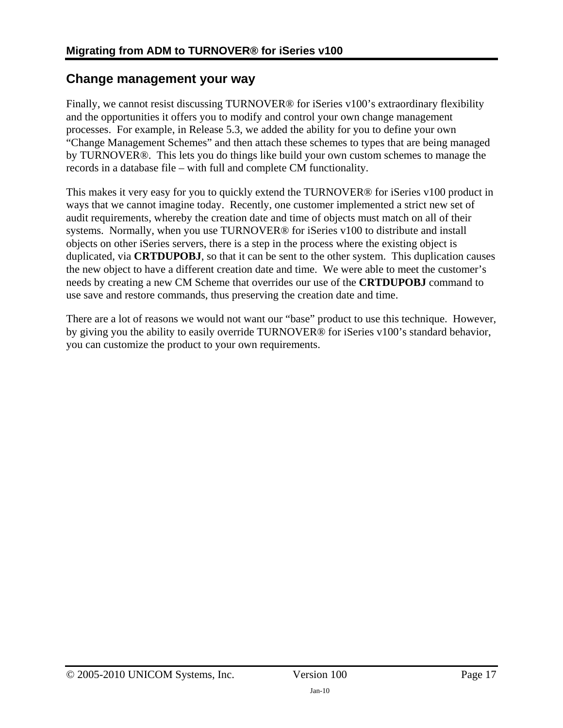## Change management your way

Finally, we cannot resist discussing TURNOVER® for iSeries v100's extraordinary flexibility and the opportunities it offers you to modify and control your own change management processes. For example, in Release 5.3, we added the ability for you to define your own "Change Management Schemes" and then attach these schemes to types that are being managed by TURNOVER®. This lets you do things like build your own custom schemes to manage the records in a database file – with full and complete CM functionality.

This makes it very easy for you to quickly extend the TURNOVER® for iSeries v100 product in ways that we cannot imagine today. Recently, one customer implemented a strict new set of audit requirements, whereby the creation date and time of objects must match on all of their systems. Normally, when you use TURNOVER® for iSeries v100 to distribute and install objects on other iSeries servers, there is a step in the process where the existing object is duplicated, via **CRTDUPOBJ**, so that it can be sent to the other system. This duplication causes the new object to have a different creation date and time. We were able to meet the customer's needs by creating a new CM Scheme that overrides our use of the **CRTDUPOBJ** command to use save and restore commands, thus preserving the creation date and time.

There are a lot of reasons we would not want our "base" product to use this technique. However, by giving you the ability to easily override TURNOVER® for iSeries v100's standard behavior, you can customize the product to your own requirements.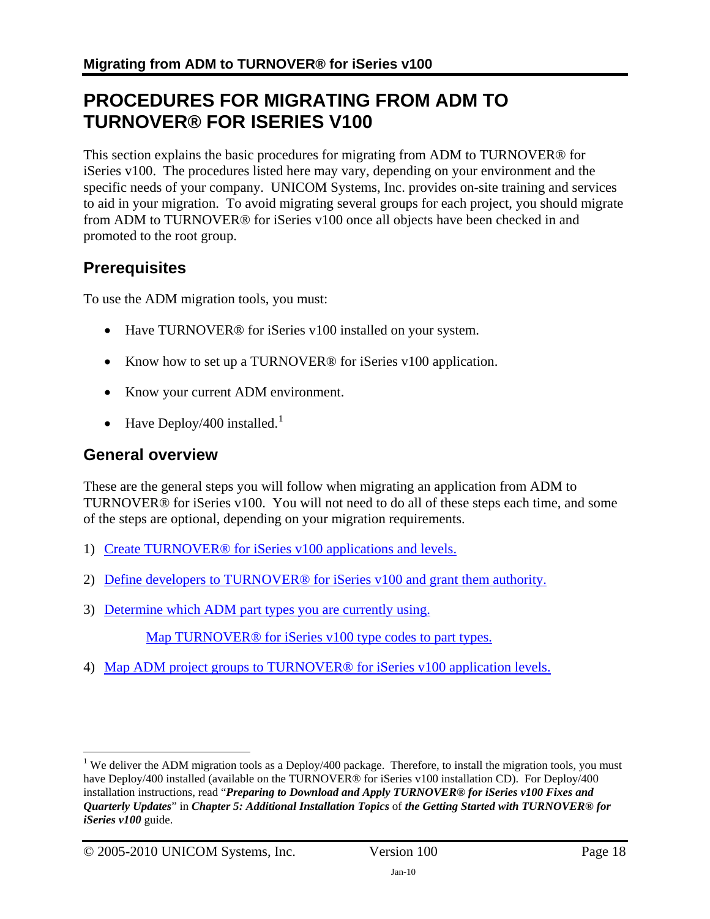# PROCEDURES FOR MIGRATING FROM ADM TO TURNOVER® FOR ISERIES V100

This section explains the basic procedures for migrating from ADM to TURNOVER® for iSeries v100. The procedures listed here may vary, depending on your environment and the specific needs of your company. UNICOM Systems, Inc. provides on-site training and services to aid in your migration. To avoid migrating several groups for each project, you should migrate from ADM to TURNOVER® for iSeries v100 once all objects have been checked in and promoted to the root group.

## Prerequisites

To use the ADM migration tools, you must:

- Have TURNOVER® for iSeries v100 installed on your system.
- Know how to set up a TURNOVER® for iSeries v100 application.
- Know your current ADM environment.
- Have Deploy/400 installed.[1]

## General overview

These are the general steps you will follow when migrating an application from ADM to TURNOVER® for iSeries v100. You will not need to do all of these steps each time, and some of the steps are optional, depending on your migration requirements.

1) Create TURNOVER® for iSeries v100 applications and levels.
2) Define developers to TURNOVER® for iSeries v100 and grant them authority.
3) Determine which ADM part types you are currently using.

   Map TURNOVER® for iSeries v100 type codes to part types.
4) Map ADM project groups to TURNOVER® for iSeries v100 application levels.

---

[1] We deliver the ADM migration tools as a Deploy/400 package. Therefore, to install the migration tools, you must have Deploy/400 installed (available on the TURNOVER® for iSeries v100 installation CD). For Deploy/400 installation instructions, read "***Preparing to Download and Apply TURNOVER® for iSeries v100 Fixes and Quarterly Updates***" in ***Chapter 5: Additional Installation Topics*** of ***the Getting Started with TURNOVER® for iSeries v100*** guide.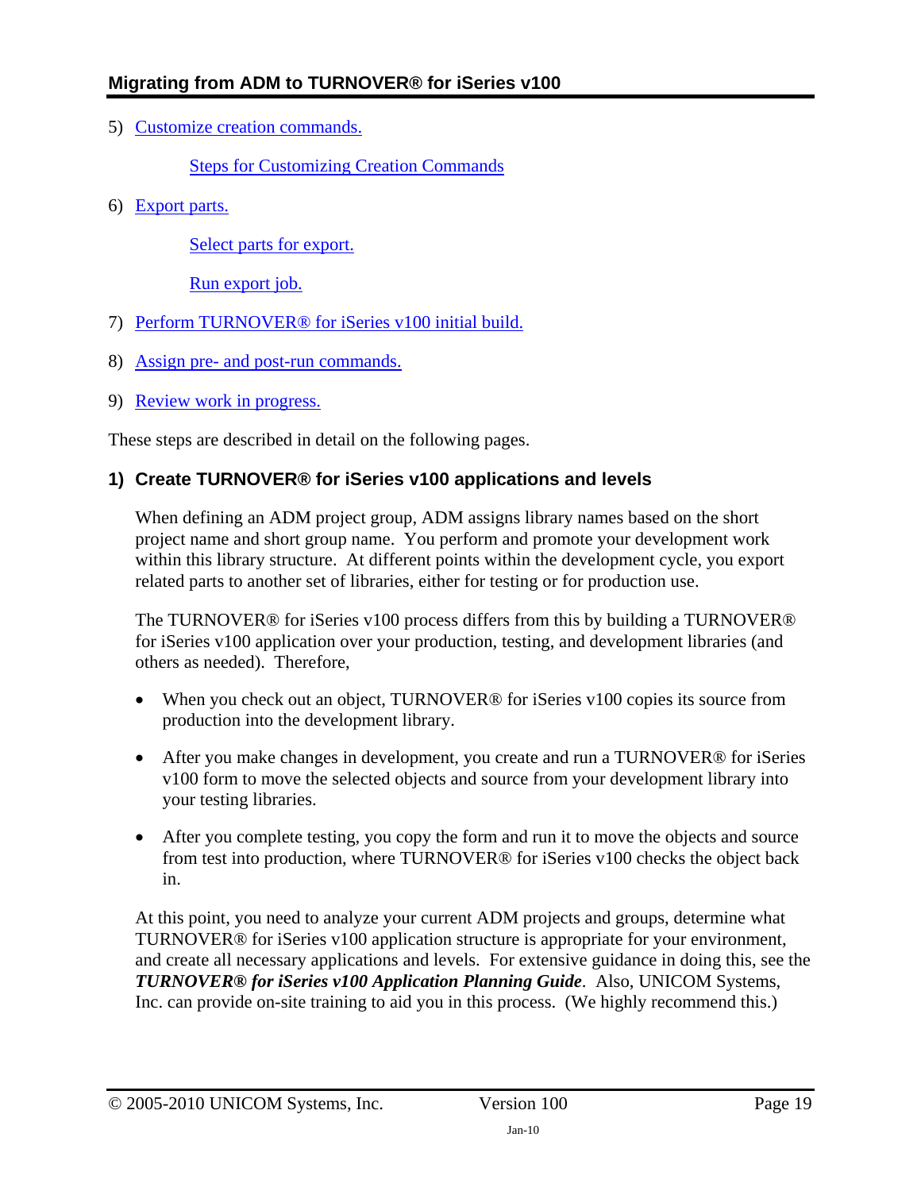5) Customize creation commands.

   Steps for Customizing Creation Commands

6) Export parts.

   Select parts for export.

   Run export job.

7) Perform TURNOVER® for iSeries v100 initial build.

8) Assign pre- and post-run commands.

9) Review work in progress.

These steps are described in detail on the following pages.

## 1) Create TURNOVER® for iSeries v100 applications and levels

When defining an ADM project group, ADM assigns library names based on the short project name and short group name. You perform and promote your development work within this library structure. At different points within the development cycle, you export related parts to another set of libraries, either for testing or for production use.

The TURNOVER® for iSeries v100 process differs from this by building a TURNOVER® for iSeries v100 application over your production, testing, and development libraries (and others as needed). Therefore,

- When you check out an object, TURNOVER® for iSeries v100 copies its source from production into the development library.
- After you make changes in development, you create and run a TURNOVER® for iSeries v100 form to move the selected objects and source from your development library into your testing libraries.
- After you complete testing, you copy the form and run it to move the objects and source from test into production, where TURNOVER® for iSeries v100 checks the object back in.

At this point, you need to analyze your current ADM projects and groups, determine what TURNOVER® for iSeries v100 application structure is appropriate for your environment, and create all necessary applications and levels. For extensive guidance in doing this, see the ***TURNOVER® for iSeries v100 Application Planning Guide***. Also, UNICOM Systems, Inc. can provide on-site training to aid you in this process. (We highly recommend this.)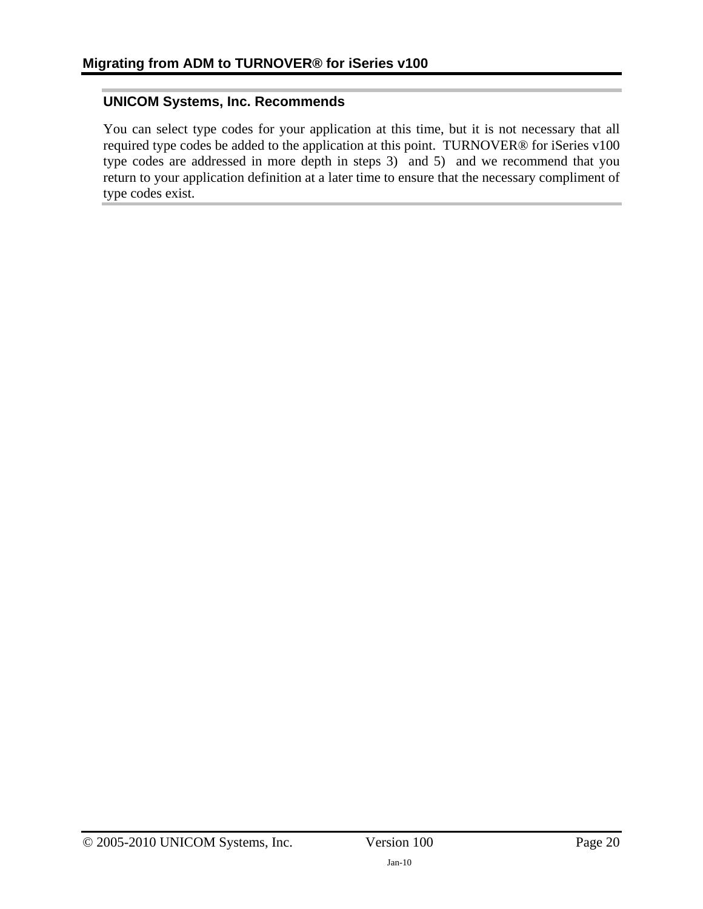### UNICOM Systems, Inc. Recommends

You can select type codes for your application at this time, but it is not necessary that all required type codes be added to the application at this point. TURNOVER® for iSeries v100 type codes are addressed in more depth in steps 3) and 5) and we recommend that you return to your application definition at a later time to ensure that the necessary compliment of type codes exist.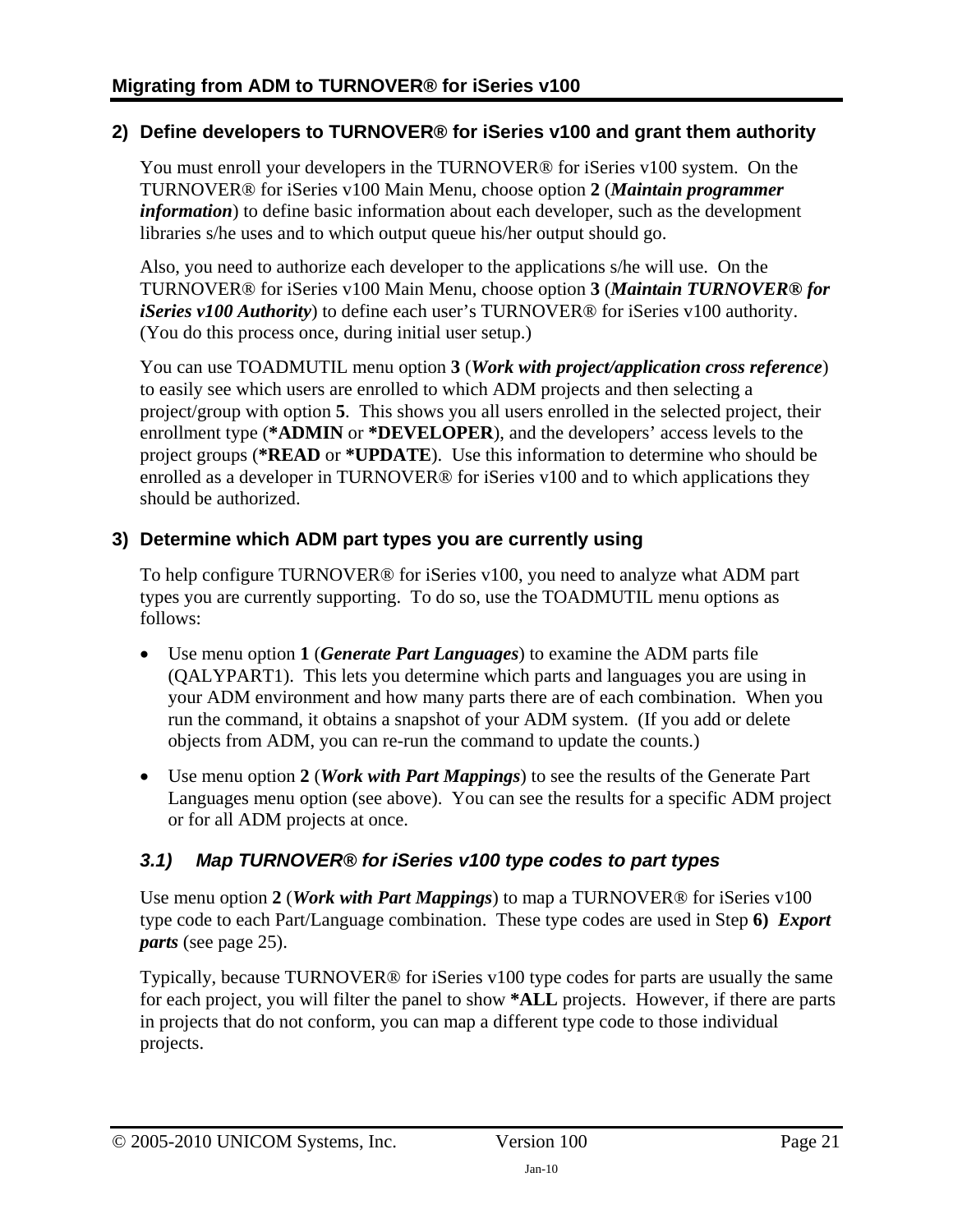## 2) Define developers to TURNOVER® for iSeries v100 and grant them authority

You must enroll your developers in the TURNOVER® for iSeries v100 system. On the TURNOVER® for iSeries v100 Main Menu, choose option **2** (***Maintain programmer information***) to define basic information about each developer, such as the development libraries s/he uses and to which output queue his/her output should go.

Also, you need to authorize each developer to the applications s/he will use. On the TURNOVER® for iSeries v100 Main Menu, choose option **3** (***Maintain TURNOVER® for iSeries v100 Authority***) to define each user's TURNOVER® for iSeries v100 authority. (You do this process once, during initial user setup.)

You can use TOADMUTIL menu option **3** (***Work with project/application cross reference***) to easily see which users are enrolled to which ADM projects and then selecting a project/group with option **5**. This shows you all users enrolled in the selected project, their enrollment type (**\*ADMIN** or **\*DEVELOPER**), and the developers' access levels to the project groups (**\*READ** or **\*UPDATE**). Use this information to determine who should be enrolled as a developer in TURNOVER® for iSeries v100 and to which applications they should be authorized.

## 3) Determine which ADM part types you are currently using

To help configure TURNOVER® for iSeries v100, you need to analyze what ADM part types you are currently supporting. To do so, use the TOADMUTIL menu options as follows:

- Use menu option **1** (***Generate Part Languages***) to examine the ADM parts file (QALYPART1). This lets you determine which parts and languages you are using in your ADM environment and how many parts there are of each combination. When you run the command, it obtains a snapshot of your ADM system. (If you add or delete objects from ADM, you can re-run the command to update the counts.)
- Use menu option **2** (***Work with Part Mappings***) to see the results of the Generate Part Languages menu option (see above). You can see the results for a specific ADM project or for all ADM projects at once.

### *3.1) Map TURNOVER® for iSeries v100 type codes to part types*

Use menu option **2** (***Work with Part Mappings***) to map a TURNOVER® for iSeries v100 type code to each Part/Language combination. These type codes are used in Step **6)** ***Export parts*** (see page 25).

Typically, because TURNOVER® for iSeries v100 type codes for parts are usually the same for each project, you will filter the panel to show **\*ALL** projects. However, if there are parts in projects that do not conform, you can map a different type code to those individual projects.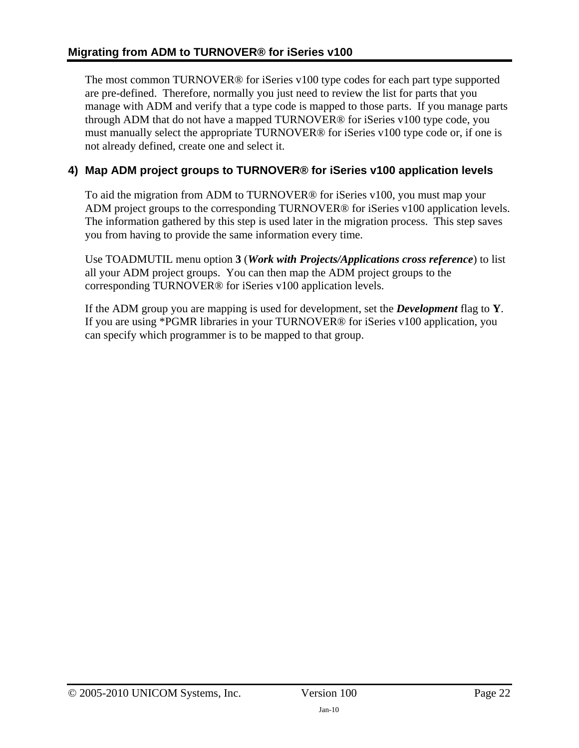The most common TURNOVER® for iSeries v100 type codes for each part type supported are pre-defined. Therefore, normally you just need to review the list for parts that you manage with ADM and verify that a type code is mapped to those parts. If you manage parts through ADM that do not have a mapped TURNOVER® for iSeries v100 type code, you must manually select the appropriate TURNOVER® for iSeries v100 type code or, if one is not already defined, create one and select it.

### 4) Map ADM project groups to TURNOVER® for iSeries v100 application levels

To aid the migration from ADM to TURNOVER® for iSeries v100, you must map your ADM project groups to the corresponding TURNOVER® for iSeries v100 application levels. The information gathered by this step is used later in the migration process. This step saves you from having to provide the same information every time.

Use TOADMUTIL menu option **3** (***Work with Projects/Applications cross reference***) to list all your ADM project groups. You can then map the ADM project groups to the corresponding TURNOVER® for iSeries v100 application levels.

If the ADM group you are mapping is used for development, set the ***Development*** flag to **Y**. If you are using *PGMR libraries in your TURNOVER® for iSeries v100 application, you can specify which programmer is to be mapped to that group.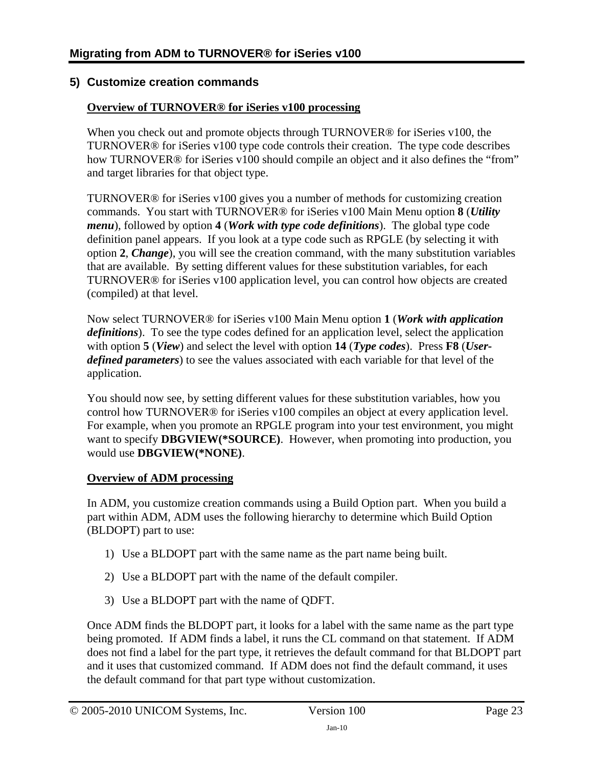## 5) Customize creation commands

**Overview of TURNOVER® for iSeries v100 processing**

When you check out and promote objects through TURNOVER® for iSeries v100, the TURNOVER® for iSeries v100 type code controls their creation. The type code describes how TURNOVER® for iSeries v100 should compile an object and it also defines the "from" and target libraries for that object type.

TURNOVER® for iSeries v100 gives you a number of methods for customizing creation commands. You start with TURNOVER® for iSeries v100 Main Menu option **8** (***Utility menu***), followed by option **4** (***Work with type code definitions***). The global type code definition panel appears. If you look at a type code such as RPGLE (by selecting it with option **2**, ***Change***), you will see the creation command, with the many substitution variables that are available. By setting different values for these substitution variables, for each TURNOVER® for iSeries v100 application level, you can control how objects are created (compiled) at that level.

Now select TURNOVER® for iSeries v100 Main Menu option **1** (***Work with application definitions***). To see the type codes defined for an application level, select the application with option **5** (***View***) and select the level with option **14** (***Type codes***). Press **F8** (***User-defined parameters***) to see the values associated with each variable for that level of the application.

You should now see, by setting different values for these substitution variables, how you control how TURNOVER® for iSeries v100 compiles an object at every application level. For example, when you promote an RPGLE program into your test environment, you might want to specify **DBGVIEW(*SOURCE)**. However, when promoting into production, you would use **DBGVIEW(*NONE)**.

**Overview of ADM processing**

In ADM, you customize creation commands using a Build Option part. When you build a part within ADM, ADM uses the following hierarchy to determine which Build Option (BLDOPT) part to use:

1) Use a BLDOPT part with the same name as the part name being built.
2) Use a BLDOPT part with the name of the default compiler.
3) Use a BLDOPT part with the name of QDFT.

Once ADM finds the BLDOPT part, it looks for a label with the same name as the part type being promoted. If ADM finds a label, it runs the CL command on that statement. If ADM does not find a label for the part type, it retrieves the default command for that BLDOPT part and it uses that customized command. If ADM does not find the default command, it uses the default command for that part type without customization.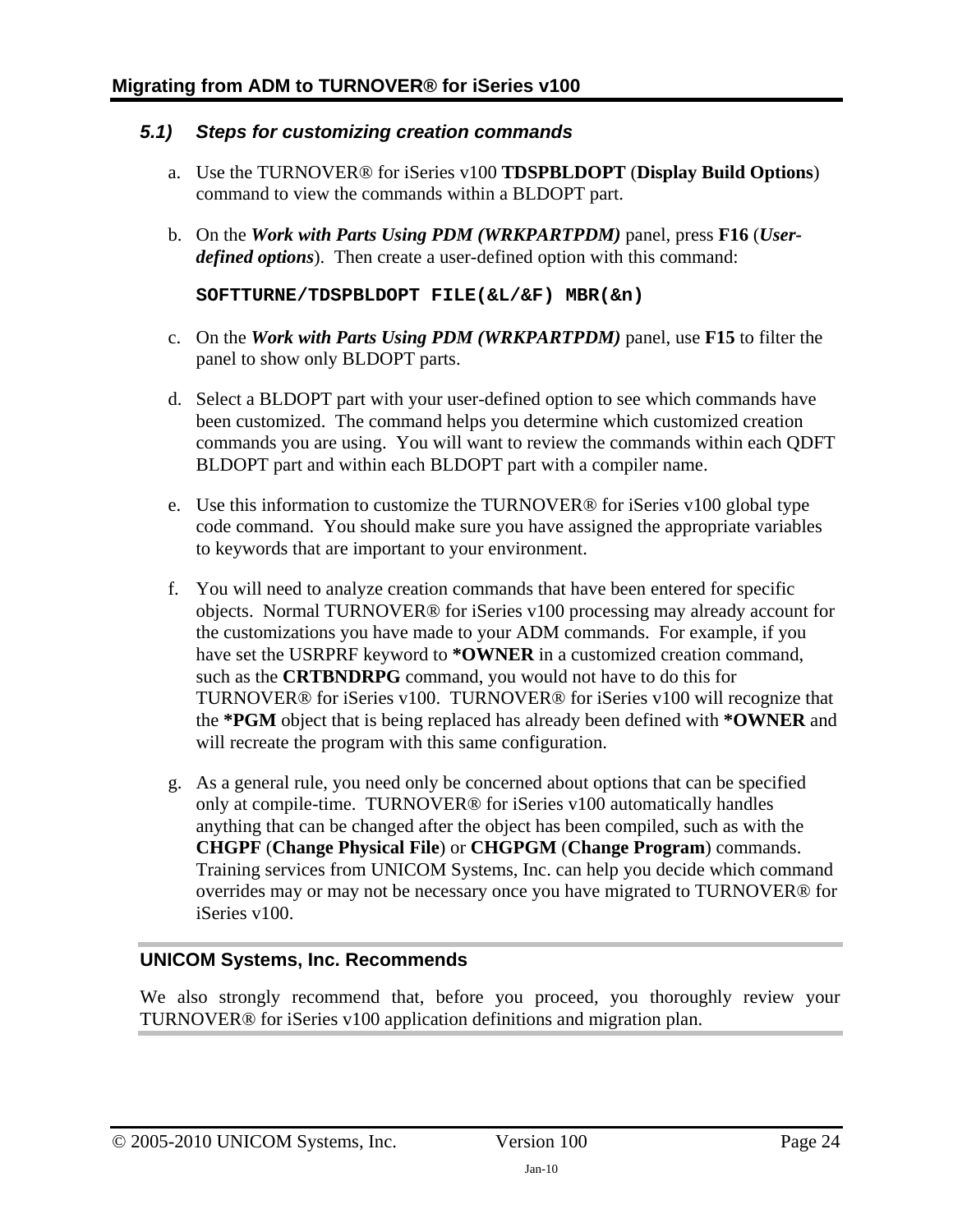### 5.1) Steps for customizing creation commands

a. Use the TURNOVER® for iSeries v100 **TDSPBLDOPT** (**Display Build Options**) command to view the commands within a BLDOPT part.

b. On the ***Work with Parts Using PDM (WRKPARTPDM)*** panel, press **F16** (***User-defined options***). Then create a user-defined option with this command:

   ```
   SOFTTURNE/TDSPBLDOPT FILE(&L/&F) MBR(&n)
   ```

c. On the ***Work with Parts Using PDM (WRKPARTPDM)*** panel, use **F15** to filter the panel to show only BLDOPT parts.

d. Select a BLDOPT part with your user-defined option to see which commands have been customized. The command helps you determine which customized creation commands you are using. You will want to review the commands within each QDFT BLDOPT part and within each BLDOPT part with a compiler name.

e. Use this information to customize the TURNOVER® for iSeries v100 global type code command. You should make sure you have assigned the appropriate variables to keywords that are important to your environment.

f. You will need to analyze creation commands that have been entered for specific objects. Normal TURNOVER® for iSeries v100 processing may already account for the customizations you have made to your ADM commands. For example, if you have set the USRPRF keyword to **\*OWNER** in a customized creation command, such as the **CRTBNDRPG** command, you would not have to do this for TURNOVER® for iSeries v100. TURNOVER® for iSeries v100 will recognize that the **\*PGM** object that is being replaced has already been defined with **\*OWNER** and will recreate the program with this same configuration.

g. As a general rule, you need only be concerned about options that can be specified only at compile-time. TURNOVER® for iSeries v100 automatically handles anything that can be changed after the object has been compiled, such as with the **CHGPF** (**Change Physical File**) or **CHGPGM** (**Change Program**) commands. Training services from UNICOM Systems, Inc. can help you decide which command overrides may or may not be necessary once you have migrated to TURNOVER® for iSeries v100.

---

**UNICOM Systems, Inc. Recommends**

We also strongly recommend that, before you proceed, you thoroughly review your TURNOVER® for iSeries v100 application definitions and migration plan.

---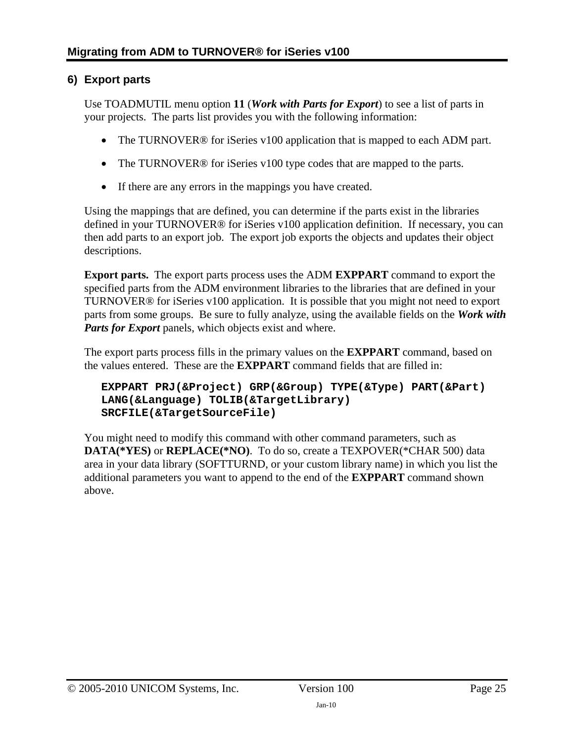## 6) Export parts

Use TOADMUTIL menu option **11** (***Work with Parts for Export***) to see a list of parts in your projects. The parts list provides you with the following information:

- The TURNOVER® for iSeries v100 application that is mapped to each ADM part.
- The TURNOVER® for iSeries v100 type codes that are mapped to the parts.
- If there are any errors in the mappings you have created.

Using the mappings that are defined, you can determine if the parts exist in the libraries defined in your TURNOVER® for iSeries v100 application definition. If necessary, you can then add parts to an export job. The export job exports the objects and updates their object descriptions.

**Export parts.** The export parts process uses the ADM **EXPPART** command to export the specified parts from the ADM environment libraries to the libraries that are defined in your TURNOVER® for iSeries v100 application. It is possible that you might not need to export parts from some groups. Be sure to fully analyze, using the available fields on the ***Work with Parts for Export*** panels, which objects exist and where.

The export parts process fills in the primary values on the **EXPPART** command, based on the values entered. These are the **EXPPART** command fields that are filled in:

```
EXPPART PRJ(&Project) GRP(&Group) TYPE(&Type) PART(&Part)
LANG(&Language) TOLIB(&TargetLibrary)
SRCFILE(&TargetSourceFile)
```

You might need to modify this command with other command parameters, such as **DATA(*YES)** or **REPLACE(*NO)**. To do so, create a TEXPOVER(*CHAR 500) data area in your data library (SOFTTURND, or your custom library name) in which you list the additional parameters you want to append to the end of the **EXPPART** command shown above.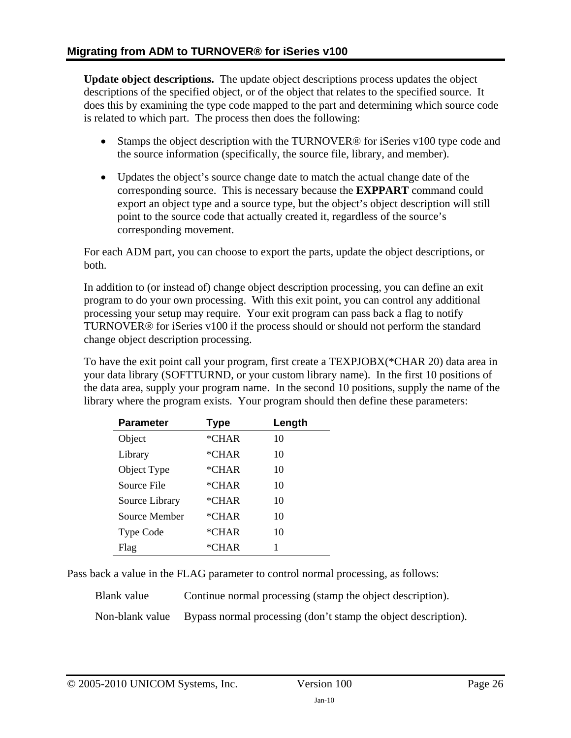**Update object descriptions.** The update object descriptions process updates the object descriptions of the specified object, or of the object that relates to the specified source. It does this by examining the type code mapped to the part and determining which source code is related to which part. The process then does the following:

- Stamps the object description with the TURNOVER® for iSeries v100 type code and the source information (specifically, the source file, library, and member).
- Updates the object's source change date to match the actual change date of the corresponding source. This is necessary because the **EXPPART** command could export an object type and a source type, but the object's object description will still point to the source code that actually created it, regardless of the source's corresponding movement.

For each ADM part, you can choose to export the parts, update the object descriptions, or both.

In addition to (or instead of) change object description processing, you can define an exit program to do your own processing. With this exit point, you can control any additional processing your setup may require. Your exit program can pass back a flag to notify TURNOVER® for iSeries v100 if the process should or should not perform the standard change object description processing.

To have the exit point call your program, first create a TEXPJOBX(*CHAR 20) data area in your data library (SOFTTURND, or your custom library name). In the first 10 positions of the data area, supply your program name. In the second 10 positions, supply the name of the library where the program exists. Your program should then define these parameters:

| Parameter | Type | Length |
|---|---|---|
| Object | *CHAR | 10 |
| Library | *CHAR | 10 |
| Object Type | *CHAR | 10 |
| Source File | *CHAR | 10 |
| Source Library | *CHAR | 10 |
| Source Member | *CHAR | 10 |
| Type Code | *CHAR | 10 |
| Flag | *CHAR | 1 |

Pass back a value in the FLAG parameter to control normal processing, as follows:

| | |
|---|---|
| Blank value | Continue normal processing (stamp the object description). |
| Non-blank value | Bypass normal processing (don't stamp the object description). |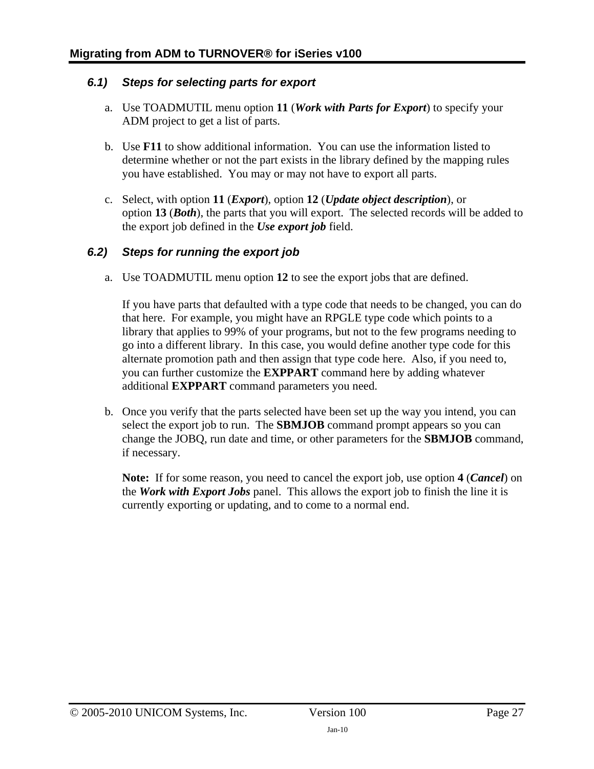### 6.1) *Steps for selecting parts for export*

a. Use TOADMUTIL menu option **11** (***Work with Parts for Export***) to specify your ADM project to get a list of parts.

b. Use **F11** to show additional information. You can use the information listed to determine whether or not the part exists in the library defined by the mapping rules you have established. You may or may not have to export all parts.

c. Select, with option **11** (***Export***), option **12** (***Update object description***), or option **13** (***Both***), the parts that you will export. The selected records will be added to the export job defined in the ***Use export job*** field.

### 6.2) *Steps for running the export job*

a. Use TOADMUTIL menu option **12** to see the export jobs that are defined.

   If you have parts that defaulted with a type code that needs to be changed, you can do that here. For example, you might have an RPGLE type code which points to a library that applies to 99% of your programs, but not to the few programs needing to go into a different library. In this case, you would define another type code for this alternate promotion path and then assign that type code here. Also, if you need to, you can further customize the **EXPPART** command here by adding whatever additional **EXPPART** command parameters you need.

b. Once you verify that the parts selected have been set up the way you intend, you can select the export job to run. The **SBMJOB** command prompt appears so you can change the JOBQ, run date and time, or other parameters for the **SBMJOB** command, if necessary.

   **Note:** If for some reason, you need to cancel the export job, use option **4** (***Cancel***) on the ***Work with Export Jobs*** panel. This allows the export job to finish the line it is currently exporting or updating, and to come to a normal end.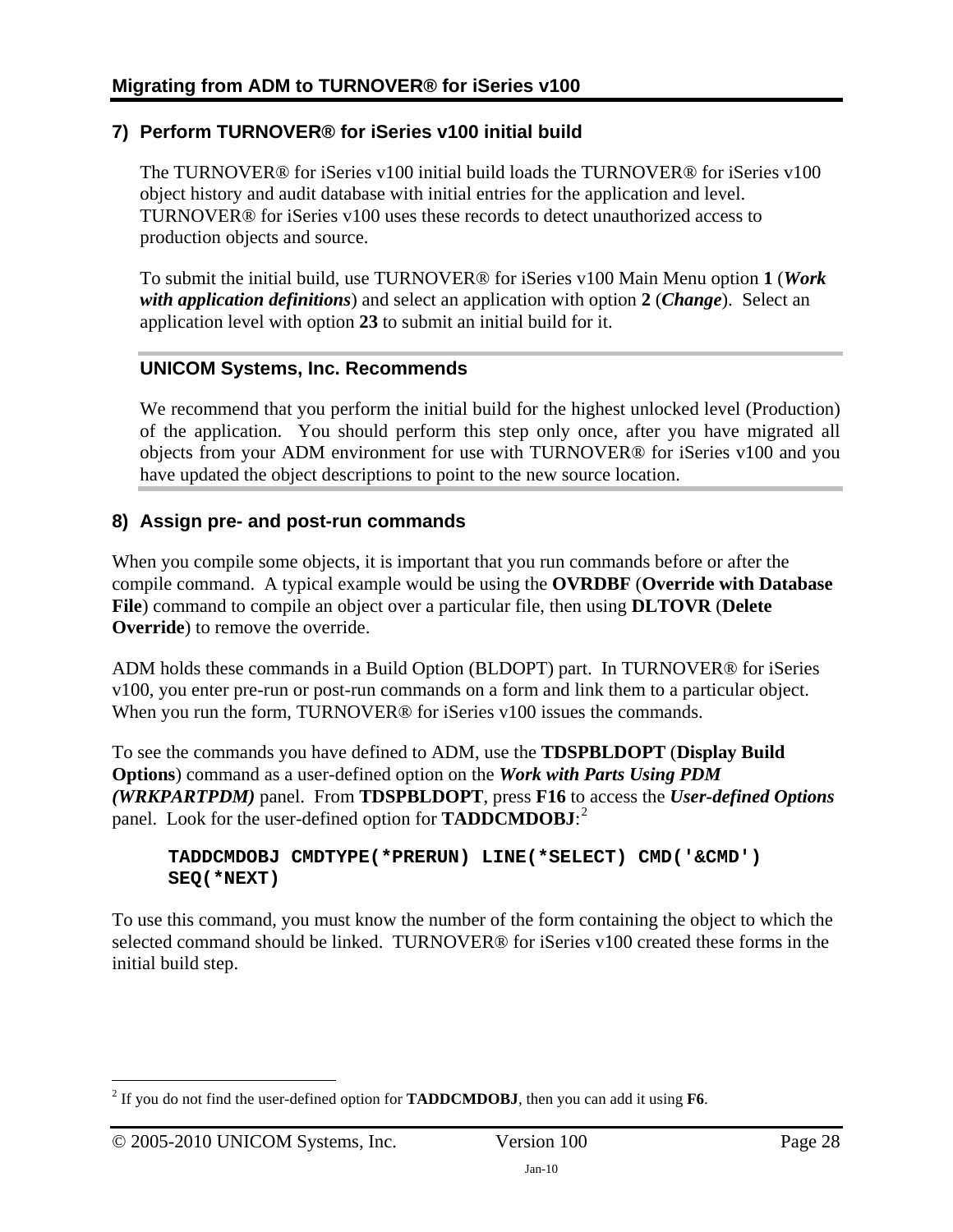## 7) Perform TURNOVER® for iSeries v100 initial build

The TURNOVER® for iSeries v100 initial build loads the TURNOVER® for iSeries v100 object history and audit database with initial entries for the application and level. TURNOVER® for iSeries v100 uses these records to detect unauthorized access to production objects and source.

To submit the initial build, use TURNOVER® for iSeries v100 Main Menu option **1** (***Work with application definitions***) and select an application with option **2** (***Change***). Select an application level with option **23** to submit an initial build for it.

### UNICOM Systems, Inc. Recommends

We recommend that you perform the initial build for the highest unlocked level (Production) of the application. You should perform this step only once, after you have migrated all objects from your ADM environment for use with TURNOVER® for iSeries v100 and you have updated the object descriptions to point to the new source location.

## 8) Assign pre- and post-run commands

When you compile some objects, it is important that you run commands before or after the compile command. A typical example would be using the **OVRDBF** (**Override with Database File**) command to compile an object over a particular file, then using **DLTOVR** (**Delete Override**) to remove the override.

ADM holds these commands in a Build Option (BLDOPT) part. In TURNOVER® for iSeries v100, you enter pre-run or post-run commands on a form and link them to a particular object. When you run the form, TURNOVER® for iSeries v100 issues the commands.

To see the commands you have defined to ADM, use the **TDSPBLDOPT** (**Display Build Options**) command as a user-defined option on the ***Work with Parts Using PDM (WRKPARTPDM)*** panel. From **TDSPBLDOPT**, press **F16** to access the ***User-defined Options*** panel. Look for the user-defined option for **TADDCMDOBJ**:[2]

```
TADDCMDOBJ CMDTYPE(*PRERUN) LINE(*SELECT) CMD('&CMD')
SEQ(*NEXT)
```

To use this command, you must know the number of the form containing the object to which the selected command should be linked. TURNOVER® for iSeries v100 created these forms in the initial build step.

[2] If you do not find the user-defined option for **TADDCMDOBJ**, then you can add it using **F6**.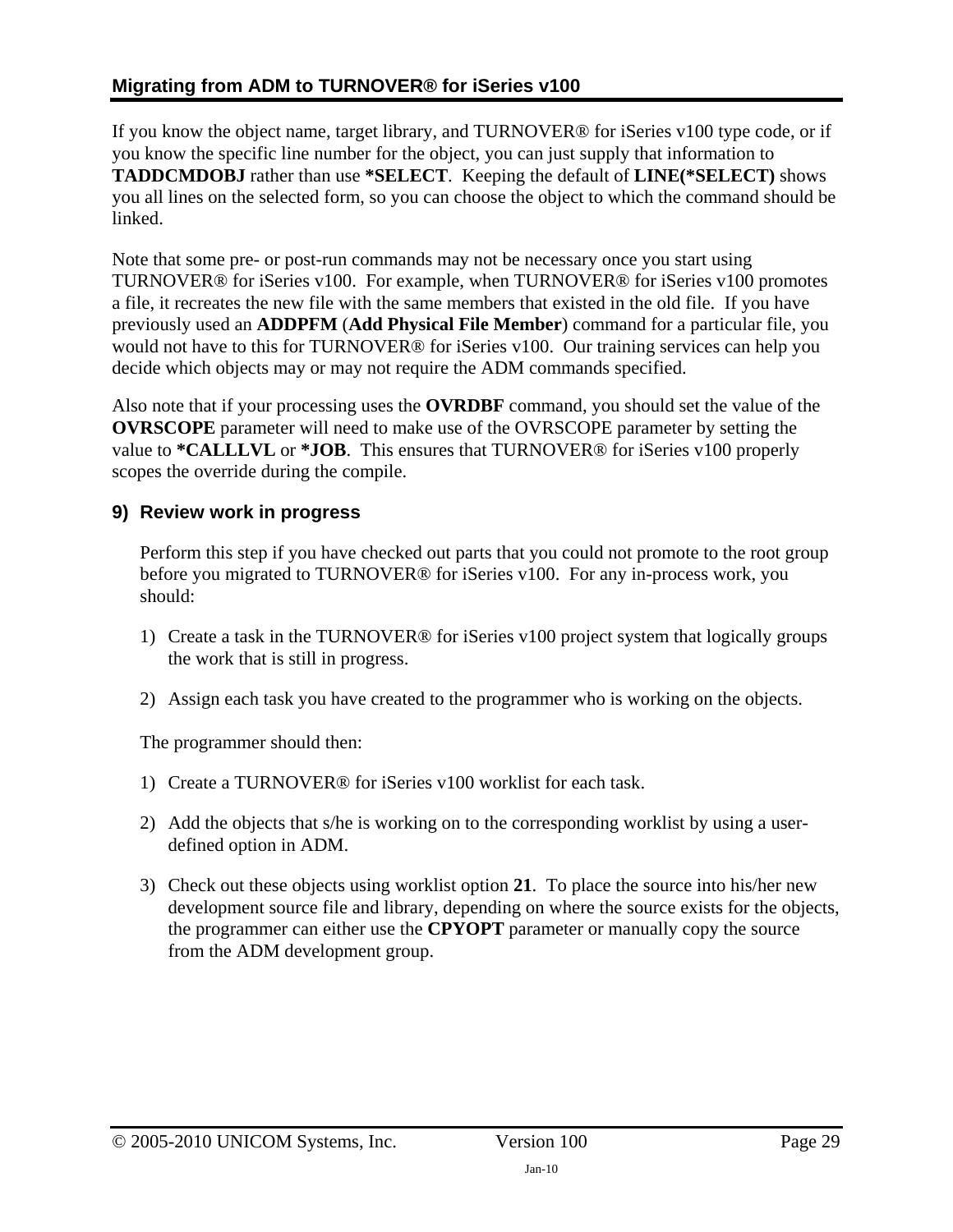If you know the object name, target library, and TURNOVER® for iSeries v100 type code, or if you know the specific line number for the object, you can just supply that information to **TADDCMDOBJ** rather than use ***SELECT**. Keeping the default of **LINE(*SELECT)** shows you all lines on the selected form, so you can choose the object to which the command should be linked.

Note that some pre- or post-run commands may not be necessary once you start using TURNOVER® for iSeries v100. For example, when TURNOVER® for iSeries v100 promotes a file, it recreates the new file with the same members that existed in the old file. If you have previously used an **ADDPFM** (**Add Physical File Member**) command for a particular file, you would not have to this for TURNOVER® for iSeries v100. Our training services can help you decide which objects may or may not require the ADM commands specified.

Also note that if your processing uses the **OVRDBF** command, you should set the value of the **OVRSCOPE** parameter will need to make use of the OVRSCOPE parameter by setting the value to ***CALLLVL** or ***JOB**. This ensures that TURNOVER® for iSeries v100 properly scopes the override during the compile.

### 9) Review work in progress

Perform this step if you have checked out parts that you could not promote to the root group before you migrated to TURNOVER® for iSeries v100. For any in-process work, you should:

1) Create a task in the TURNOVER® for iSeries v100 project system that logically groups the work that is still in progress.
2) Assign each task you have created to the programmer who is working on the objects.

The programmer should then:

1) Create a TURNOVER® for iSeries v100 worklist for each task.
2) Add the objects that s/he is working on to the corresponding worklist by using a user-defined option in ADM.
3) Check out these objects using worklist option **21**. To place the source into his/her new development source file and library, depending on where the source exists for the objects, the programmer can either use the **CPYOPT** parameter or manually copy the source from the ADM development group.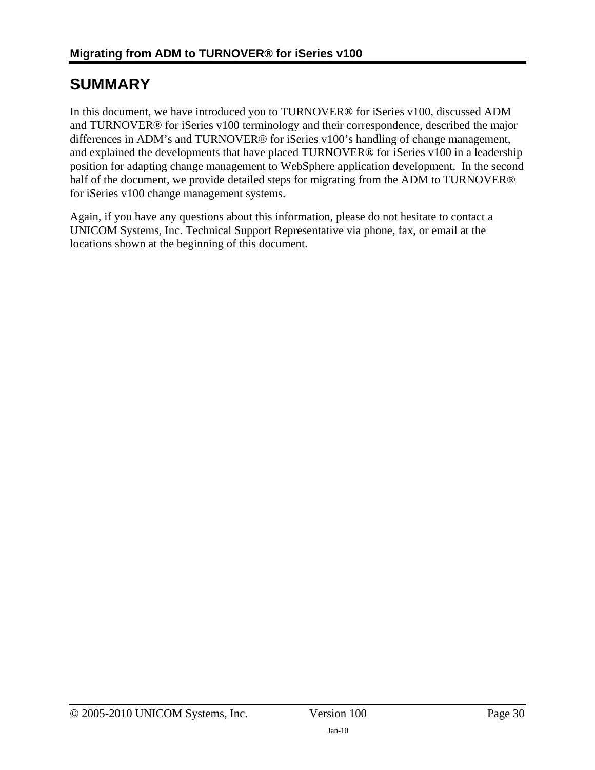# SUMMARY

In this document, we have introduced you to TURNOVER® for iSeries v100, discussed ADM and TURNOVER® for iSeries v100 terminology and their correspondence, described the major differences in ADM's and TURNOVER® for iSeries v100's handling of change management, and explained the developments that have placed TURNOVER® for iSeries v100 in a leadership position for adapting change management to WebSphere application development. In the second half of the document, we provide detailed steps for migrating from the ADM to TURNOVER® for iSeries v100 change management systems.

Again, if you have any questions about this information, please do not hesitate to contact a UNICOM Systems, Inc. Technical Support Representative via phone, fax, or email at the locations shown at the beginning of this document.